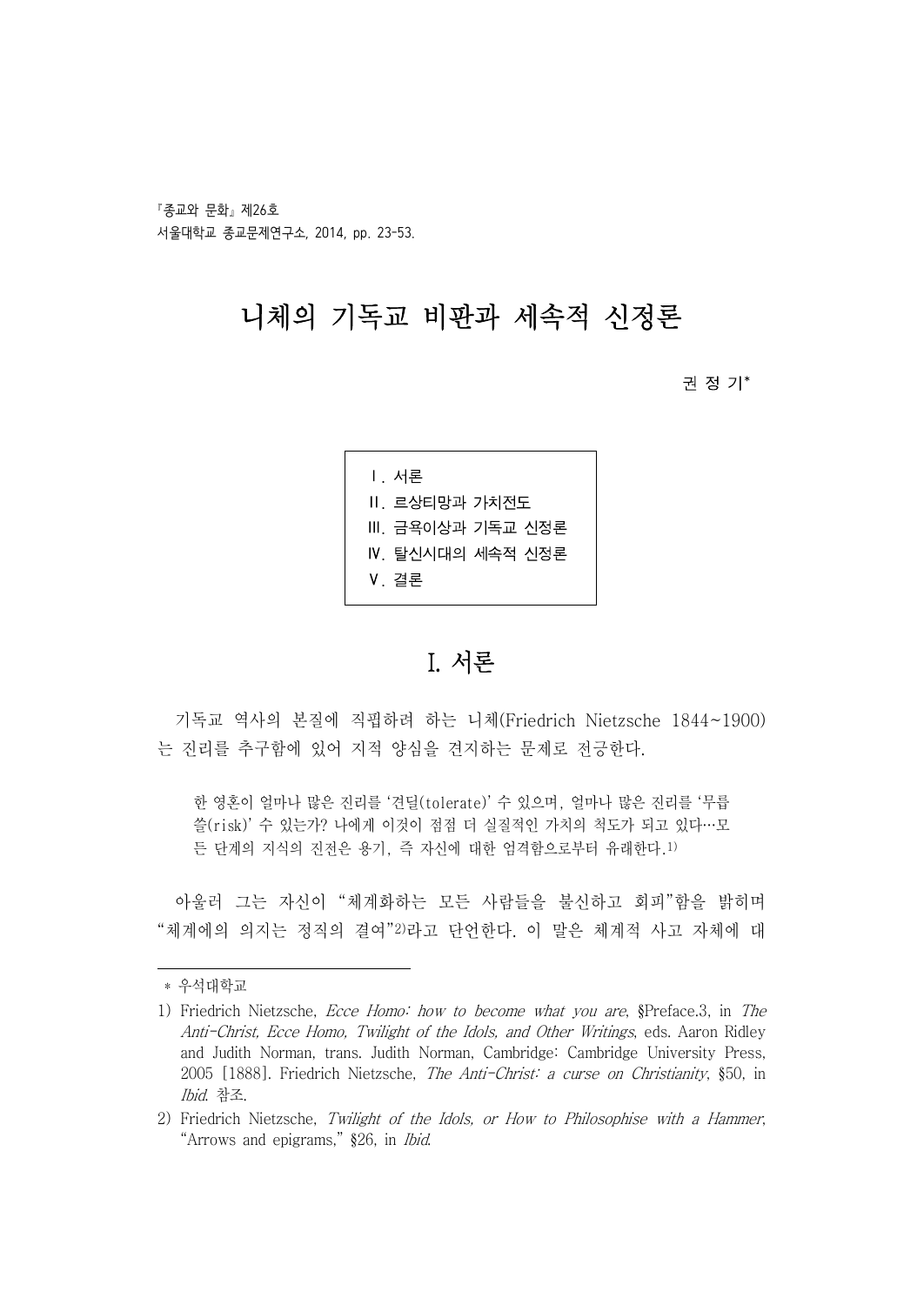『종교와 문화』 제26호
서울대학교 종교문제연구소, 2014, pp. 23-53.

# 니체의 기독교 비판과 세속적 신정론

권 정 기*

> Ⅰ. 서론
> Ⅱ. 르상티망과 가치전도
> Ⅲ. 금욕이상과 기독교 신정론
> Ⅳ. 탈신시대의 세속적 신정론
> Ⅴ. 결론

## Ⅰ. 서론

기독교 역사의 본질에 직핍하려 하는 니체(Friedrich Nietzsche 1844~1900)는 진리를 추구함에 있어 지적 양심을 견지하는 문제로 전긍한다.

> 한 영혼이 얼마나 많은 진리를 '견딜(tolerate)' 수 있으며, 얼마나 많은 진리를 '무릅쓸(risk)' 수 있는가? 나에게 이것이 점점 더 실질적인 가치의 척도가 되고 있다…모든 단계의 지식의 진전은 용기, 즉 자신에 대한 엄격함으로부터 유래한다.[1]

아울러 그는 자신이 "체계화하는 모든 사람들을 불신하고 회피"함을 밝히며 "체계에의 의지는 정직의 결여"[2]라고 단언한다. 이 말은 체계적 사고 자체에 대

---

\* 우석대학교

1) Friedrich Nietzsche, *Ecce Homo: how to become what you are*, §Preface.3, in *The Anti-Christ, Ecce Homo, Twilight of the Idols, and Other Writings*, eds. Aaron Ridley and Judith Norman, trans. Judith Norman, Cambridge: Cambridge University Press, 2005 [1888]. Friedrich Nietzsche, *The Anti-Christ: a curse on Christianity*, §50, in *Ibid*. 참조.

2) Friedrich Nietzsche, *Twilight of the Idols, or How to Philosophise with a Hammer*, "Arrows and epigrams," §26, in *Ibid*.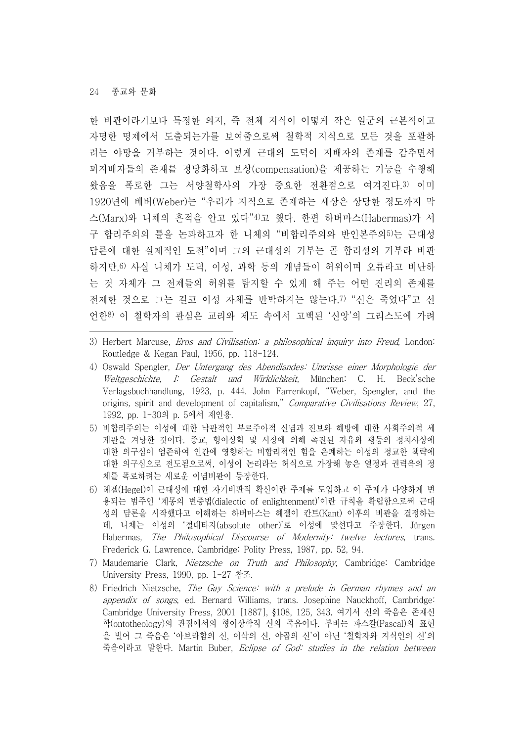한 비판이라기보다 특정한 의지, 즉 전체 지식이 어떻게 작은 일군의 근본적이고 자명한 명제에서 도출되는가를 보여줌으로써 철학적 지식으로 모든 것을 포괄하려는 야망을 거부하는 것이다. 이렇게 근대의 도덕이 지배자의 존재를 감추면서 피지배자들의 존재를 정당화하고 보상(compensation)을 제공하는 기능을 수행해 왔음을 폭로한 그는 서양철학사의 가장 중요한 전환점으로 여겨진다.[3] 이미 1920년에 베버(Weber)는 "우리가 지적으로 존재하는 세상은 상당한 정도까지 막스(Marx)와 니체의 흔적을 안고 있다"[4]고 했다. 한편 하버마스(Habermas)가 서구 합리주의의 틀을 논파하고자 한 니체의 "비합리주의와 반인본주의[5]는 근대성 담론에 대한 실제적인 도전"이며 그의 근대성의 거부는 곧 합리성의 거부라 비판하지만,[6] 사실 니체가 도덕, 이성, 과학 등의 개념들이 허위이며 오류라고 비난하는 것 자체가 그 전제들의 허위를 탐지할 수 있게 해 주는 어떤 진리의 존재를 전제한 것으로 그는 결코 이성 자체를 반박하지는 않는다.[7] "신은 죽었다"고 선언한[8] 이 철학자의 관심은 교리와 제도 속에서 고백된 '신앙'의 그리스도에 가려

---

3) Herbert Marcuse, *Eros and Civilisation: a philosophical inquiry into Freud*, London: Routledge & Kegan Paul, 1956, pp. 118-124.

4) Oswald Spengler, *Der Untergang des Abendlandes: Umrisse einer Morphologie der Weltgeschichte, I: Gestalt und Wirklichkeit*, München: C. H. Beck'sche Verlagsbuchhandlung, 1923, p. 444. John Farrenkopf, "Weber, Spengler, and the origins, spirit and development of capitalism," *Comparative Civilisations Review*, 27, 1992, pp. 1-30의 p. 5에서 재인용.

5) 비합리주의는 이성에 대한 낙관적인 부르주아적 신념과 진보와 해방에 대한 사회주의적 세계관을 겨냥한 것이다. 종교, 형이상학 및 시장에 의해 촉진된 자유와 평등의 정치사상에 대한 의구심이 엄존하여 인간에 영향하는 비합리적인 힘을 은폐하는 이성의 정교한 책략에 대한 의구심으로 전도됨으로써, 이성이 논리라는 허식으로 가장해 놓은 열정과 권력욕의 정체를 폭로하려는 새로운 이념비판이 등장한다.

6) 헤겔(Hegel)이 근대성에 대한 자기비판적 확신이란 주제를 도입하고 이 주제가 다양하게 변용되는 범주인 '계몽의 변증법(dialectic of enlightenment)'이란 규칙을 확립함으로써 근대성의 담론을 시작했다고 이해하는 하버마스는 헤겔이 칸트(Kant) 이후의 비판을 결정하는데, 니체는 이성의 '절대타자(absolute other)'로 이성에 맞선다고 주장한다. Jürgen Habermas, *The Philosophical Discourse of Modernity: twelve lectures*, trans. Frederick G. Lawrence, Cambridge: Polity Press, 1987, pp. 52, 94.

7) Maudemarie Clark, *Nietzsche on Truth and Philosophy*, Cambridge: Cambridge University Press, 1990, pp. 1-27 참조.

8) Friedrich Nietzsche, *The Gay Science: with a prelude in German rhymes and an appendix of songs*, ed. Bernard Williams, trans. Josephine Nauckhoff, Cambridge: Cambridge University Press, 2001 [1887], §108, 125, 343. 여기서 신의 죽음은 존재신학(ontotheology)의 관점에서의 형이상학적 신의 죽음이다. 부버는 파스칼(Pascal)의 표현을 빌어 그 죽음은 '아브라함의 신, 이삭의 신, 야곱의 신'이 아닌 '철학자와 지식인의 신'의 죽음이라고 말한다. Martin Buber, *Eclipse of God: studies in the relation between*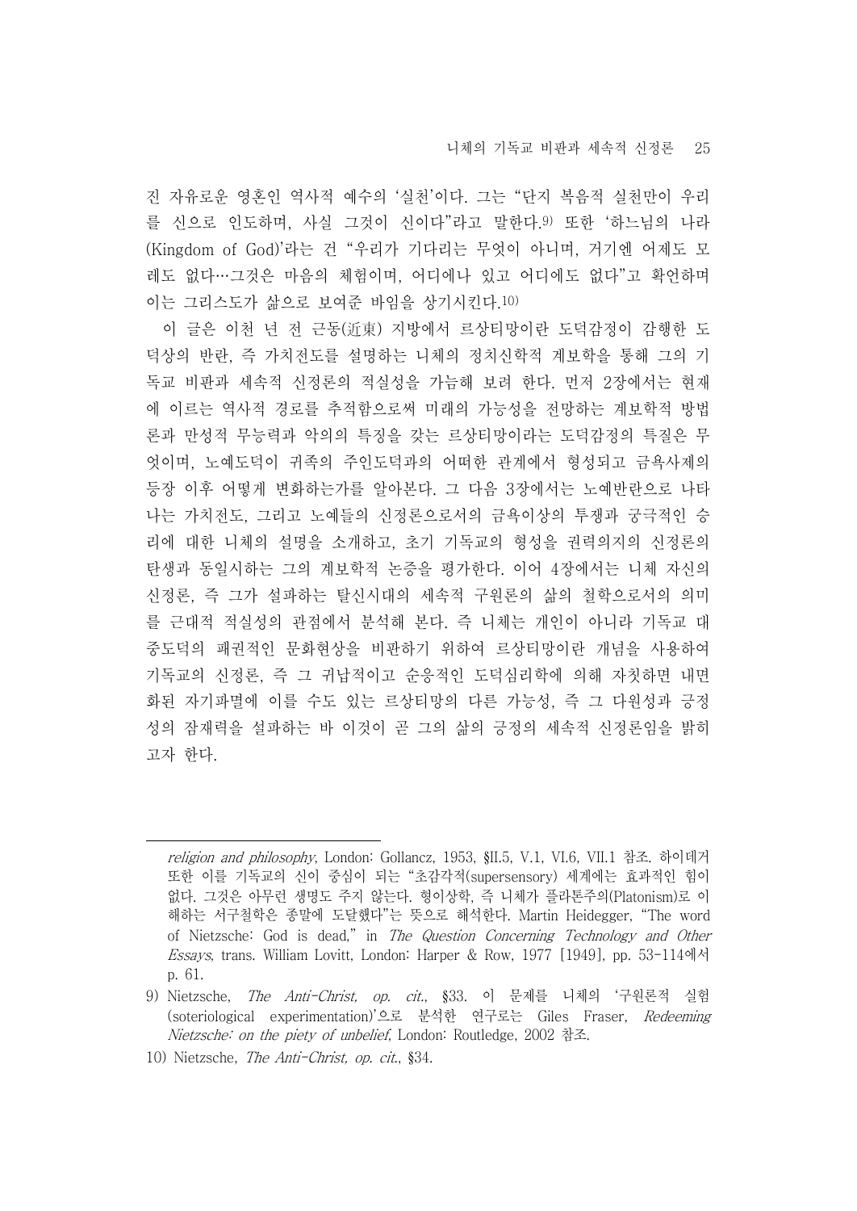진 자유로운 영혼인 역사적 예수의 '실천'이다. 그는 "단지 복음적 실천만이 우리를 신으로 인도하며, 사실 그것이 신이다"라고 말한다.[9] 또한 '하느님의 나라(Kingdom of God)'라는 건 "우리가 기다리는 무엇이 아니며, 거기엔 어제도 모레도 없다…그것은 마음의 체험이며, 어디에나 있고 어디에도 없다"고 확언하며 이는 그리스도가 삶으로 보여준 바임을 상기시킨다.[10]

이 글은 이천 년 전 근동(近東) 지방에서 르상티망이란 도덕감정이 감행한 도덕상의 반란, 즉 가치전도를 설명하는 니체의 정치신학적 계보학을 통해 그의 기독교 비판과 세속적 신정론의 적실성을 가늠해 보려 한다. 먼저 2장에서는 현재에 이르는 역사적 경로를 추적함으로써 미래의 가능성을 전망하는 계보학적 방법론과 만성적 무능력과 악의의 특징을 갖는 르상티망이라는 도덕감정의 특질은 무엇이며, 노예도덕이 귀족의 주인도덕과의 어떠한 관계에서 형성되고 금욕사제의 등장 이후 어떻게 변화하는가를 알아본다. 그 다음 3장에서는 노예반란으로 나타나는 가치전도, 그리고 노예들의 신정론으로서의 금욕이상의 투쟁과 궁극적인 승리에 대한 니체의 설명을 소개하고, 초기 기독교의 형성을 권력의지의 신정론의 탄생과 동일시하는 그의 계보학적 논증을 평가한다. 이어 4장에서는 니체 자신의 신정론, 즉 그가 설파하는 탈신시대의 세속적 구원론의 삶의 철학으로서의 의미를 근대적 적실성의 관점에서 분석해 본다. 즉 니체는 개인이 아니라 기독교 대중도덕의 패권적인 문화현상을 비판하기 위하여 르상티망이란 개념을 사용하여 기독교의 신정론, 즉 그 귀납적이고 순응적인 도덕심리학에 의해 자칫하면 내면화된 자기파멸에 이를 수도 있는 르상티망의 다른 가능성, 즉 그 다원성과 긍정성의 잠재력을 설파하는 바 이것이 곧 그의 삶의 긍정의 세속적 신정론임을 밝히고자 한다.

---

*religion and philosophy*, London: Gollancz, 1953, §II.5, V.1, VI.6, VII.1 참조. 하이데거 또한 이를 기독교의 신이 중심이 되는 "초감각적(supersensory) 세계에는 효과적인 힘이 없다. 그것은 아무런 생명도 주지 않는다. 형이상학, 즉 니체가 플라톤주의(Platonism)로 이해하는 서구철학은 종말에 도달했다"는 뜻으로 해석한다. Martin Heidegger, "The word of Nietzsche: God is dead," in *The Question Concerning Technology and Other Essays*, trans. William Lovitt, London: Harper & Row, 1977 [1949], pp. 53-114에서 p. 61.

9) Nietzsche, *The Anti-Christ, op. cit.*, §33. 이 문제를 니체의 '구원론적 실험(soteriological experimentation)'으로 분석한 연구로는 Giles Fraser, *Redeeming Nietzsche: on the piety of unbelief*, London: Routledge, 2002 참조.

10) Nietzsche, *The Anti-Christ, op. cit.*, §34.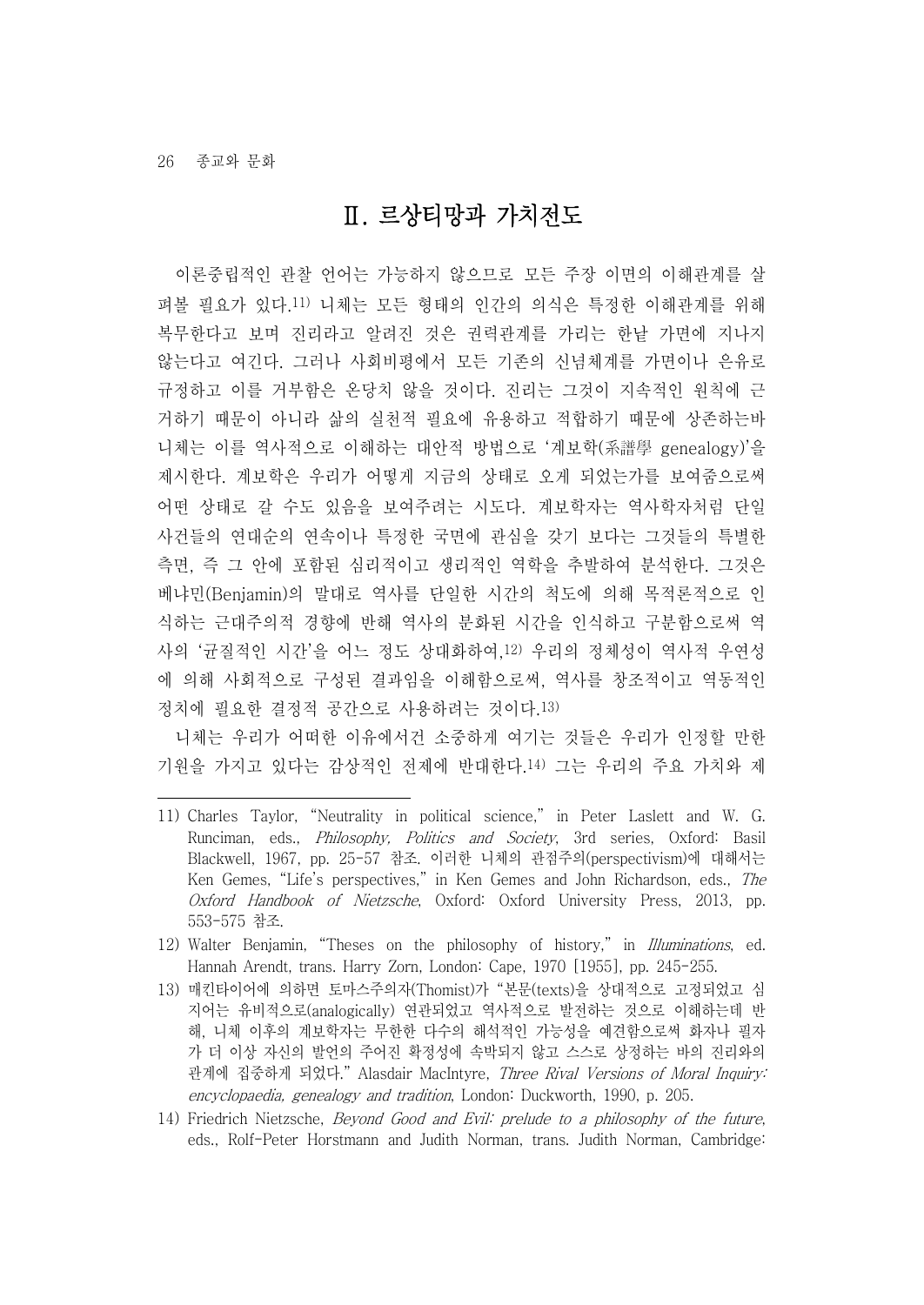## Ⅱ. 르상티망과 가치전도

이론중립적인 관찰 언어는 가능하지 않으므로 모든 주장 이면의 이해관계를 살펴볼 필요가 있다.[11] 니체는 모든 형태의 인간의 의식은 특정한 이해관계를 위해 복무한다고 보며 진리라고 알려진 것은 권력관계를 가리는 한낱 가면에 지나지 않는다고 여긴다. 그러나 사회비평에서 모든 기존의 신념체계를 가면이나 은유로 규정하고 이를 거부함은 온당치 않을 것이다. 진리는 그것이 지속적인 원칙에 근거하기 때문이 아니라 삶의 실천적 필요에 유용하고 적합하기 때문에 상존하는바 니체는 이를 역사적으로 이해하는 대안적 방법으로 '계보학(系譜學 genealogy)'을 제시한다. 계보학은 우리가 어떻게 지금의 상태로 오게 되었는가를 보여줌으로써 어떤 상태로 갈 수도 있음을 보여주려는 시도다. 계보학자는 역사학자처럼 단일 사건들의 연대순의 연속이나 특정한 국면에 관심을 갖기 보다는 그것들의 특별한 측면, 즉 그 안에 포함된 심리적이고 생리적인 역학을 추발하여 분석한다. 그것은 베냐민(Benjamin)의 말대로 역사를 단일한 시간의 척도에 의해 목적론적으로 인식하는 근대주의적 경향에 반해 역사의 분화된 시간을 인식하고 구분함으로써 역사의 '균질적인 시간'을 어느 정도 상대화하여,[12] 우리의 정체성이 역사적 우연성에 의해 사회적으로 구성된 결과임을 이해함으로써, 역사를 창조적이고 역동적인 정치에 필요한 결정적 공간으로 사용하려는 것이다.[13]

니체는 우리가 어떠한 이유에서건 소중하게 여기는 것들은 우리가 인정할 만한 기원을 가지고 있다는 감상적인 전제에 반대한다.[14] 그는 우리의 주요 가치와 제

---

11) Charles Taylor, "Neutrality in political science," in Peter Laslett and W. G. Runciman, eds., *Philosophy, Politics and Society*, 3rd series, Oxford: Basil Blackwell, 1967, pp. 25-57 참조. 이러한 니체의 관점주의(perspectivism)에 대해서는 Ken Gemes, "Life's perspectives," in Ken Gemes and John Richardson, eds., *The Oxford Handbook of Nietzsche*, Oxford: Oxford University Press, 2013, pp. 553-575 참조.

12) Walter Benjamin, "Theses on the philosophy of history," in *Illuminations*, ed. Hannah Arendt, trans. Harry Zorn, London: Cape, 1970 [1955], pp. 245-255.

13) 매킨타이어에 의하면 토마스주의자(Thomist)가 "본문(texts)을 상대적으로 고정되었고 심지어는 유비적으로(analogically) 연관되었고 역사적으로 발전하는 것으로 이해하는데 반해, 니체 이후의 계보학자는 무한한 다수의 해석적인 가능성을 예견함으로써 화자나 필자가 더 이상 자신의 발언의 주어진 확정성에 속박되지 않고 스스로 상정하는 바의 진리와의 관계에 집중하게 되었다." Alasdair MacIntyre, *Three Rival Versions of Moral Inquiry: encyclopaedia, genealogy and tradition*, London: Duckworth, 1990, p. 205.

14) Friedrich Nietzsche, *Beyond Good and Evil: prelude to a philosophy of the future*, eds., Rolf-Peter Horstmann and Judith Norman, trans. Judith Norman, Cambridge: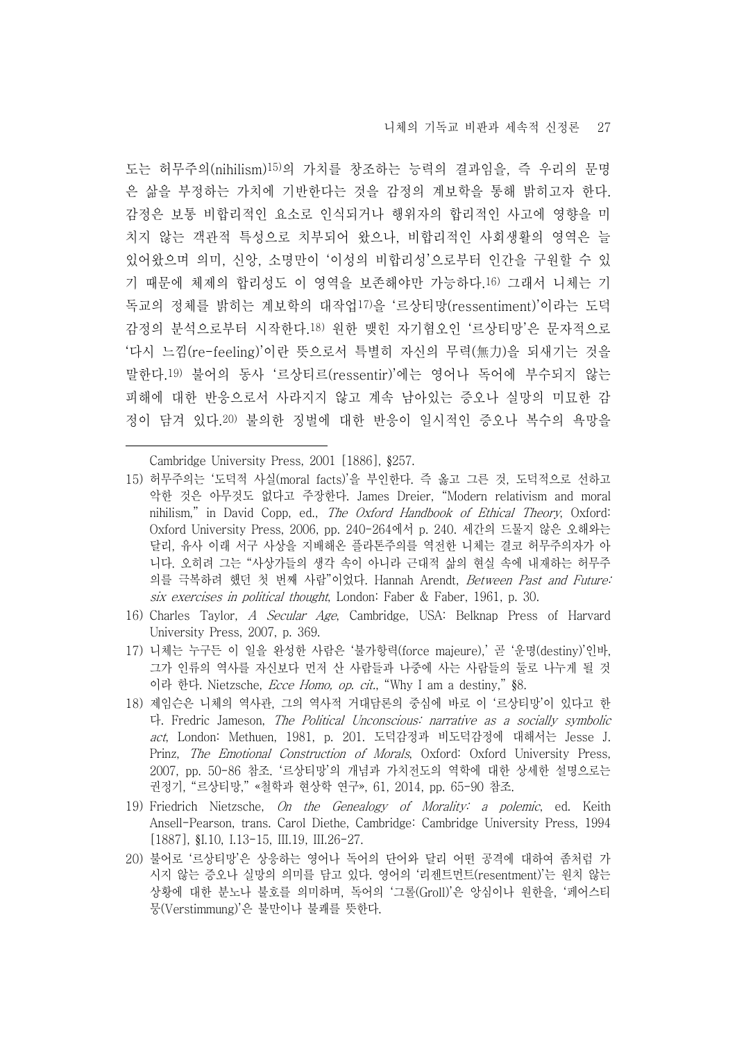도는 허무주의(nihilism)[15]의 가치를 창조하는 능력의 결과임을, 즉 우리의 문명은 삶을 부정하는 가치에 기반한다는 것을 감정의 계보학을 통해 밝히고자 한다. 감정은 보통 비합리적인 요소로 인식되거나 행위자의 합리적인 사고에 영향을 미치지 않는 객관적 특성으로 치부되어 왔으나, 비합리적인 사회생활의 영역은 늘 있어왔으며 의미, 신앙, 소명만이 '이성의 비합리성'으로부터 인간을 구원할 수 있기 때문에 체제의 합리성도 이 영역을 보존해야만 가능하다.[16] 그래서 니체는 기독교의 정체를 밝히는 계보학의 대작업[17]을 '르상티망(ressentiment)'이라는 도덕감정의 분석으로부터 시작한다.[18] 원한 맺힌 자기혐오인 '르상티망'은 문자적으로 '다시 느낌(re-feeling)'이란 뜻으로서 특별히 자신의 무력(無力)을 되새기는 것을 말한다.[19] 불어의 동사 '르상티르(ressentir)'에는 영어나 독어에 부수되지 않는 피해에 대한 반응으로서 사라지지 않고 계속 남아있는 증오나 실망의 미묘한 감정이 담겨 있다.[20] 불의한 징벌에 대한 반응이 일시적인 증오나 복수의 욕망을

---

Cambridge University Press, 2001 [1886], §257.

15) 허무주의는 '도덕적 사실(moral facts)'을 부인한다. 즉 옳고 그른 것, 도덕적으로 선하고 악한 것은 아무것도 없다고 주장한다. James Dreier, "Modern relativism and moral nihilism," in David Copp, ed., *The Oxford Handbook of Ethical Theory*, Oxford: Oxford University Press, 2006, pp. 240-264에서 p. 240. 세간의 드물지 않은 오해와는 달리, 유사 이래 서구 사상을 지배해온 플라톤주의를 역전한 니체는 결코 허무주의자가 아니다. 오히려 그는 "사상가들의 생각 속이 아니라 근대적 삶의 현실 속에 내재하는 허무주의를 극복하려 했던 첫 번째 사람"이었다. Hannah Arendt, *Between Past and Future: six exercises in political thought*, London: Faber & Faber, 1961, p. 30.

16) Charles Taylor, *A Secular Age*, Cambridge, USA: Belknap Press of Harvard University Press, 2007, p. 369.

17) 니체는 누구든 이 일을 완성한 사람은 '불가항력(force majeure),' 곧 '운명(destiny)'인바, 그가 인류의 역사를 자신보다 먼저 산 사람들과 나중에 사는 사람들의 둘로 나누게 될 것이라 한다. Nietzsche, *Ecce Homo, op. cit.*, "Why I am a destiny," §8.

18) 제임슨은 니체의 역사관, 그의 역사적 거대담론의 중심에 바로 이 '르상티망'이 있다고 한다. Fredric Jameson, *The Political Unconscious: narrative as a socially symbolic act*, London: Methuen, 1981, p. 201. 도덕감정과 비도덕감정에 대해서는 Jesse J. Prinz, *The Emotional Construction of Morals*, Oxford: Oxford University Press, 2007, pp. 50-86 참조. '르상티망'의 개념과 가치전도의 역학에 대한 상세한 설명으로는 권정기, "르상티망," «철학과 현상학 연구», 61, 2014, pp. 65-90 참조.

19) Friedrich Nietzsche, *On the Genealogy of Morality: a polemic*, ed. Keith Ansell-Pearson, trans. Carol Diethe, Cambridge: Cambridge University Press, 1994 [1887], §I.10, I.13-15, III.19, III.26-27.

20) 불어로 '르상티망'은 상응하는 영어나 독어의 단어와 달리 어떤 공격에 대하여 좀처럼 가시지 않는 증오나 실망의 의미를 담고 있다. 영어의 '리젠트먼트(resentment)'는 원치 않는 상황에 대한 분노나 불호를 의미하며, 독어의 '그롤(Groll)'은 앙심이나 원한을, '페어스티뭉(Verstimmung)'은 불만이나 불쾌를 뜻한다.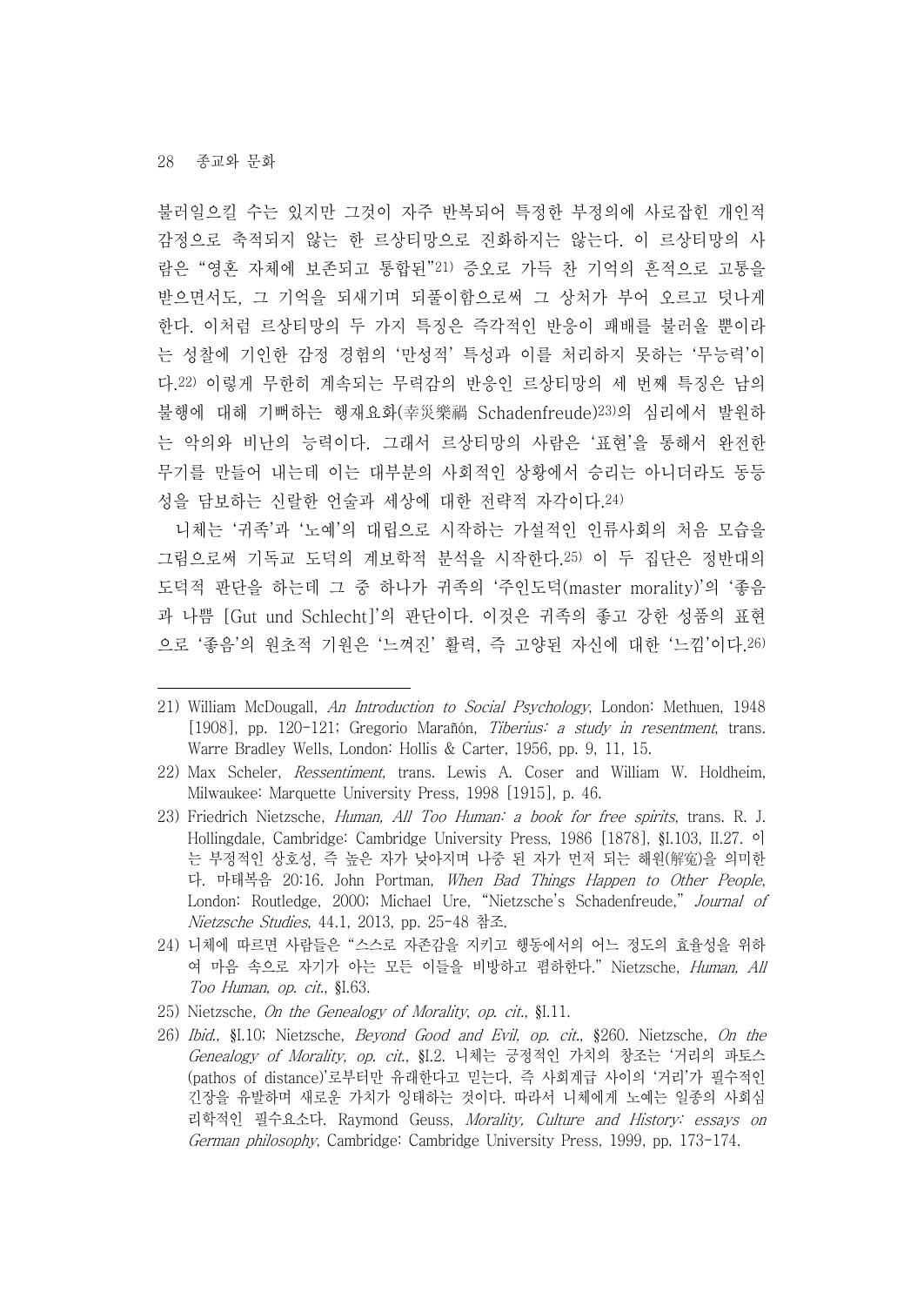불러일으킬 수는 있지만 그것이 자주 반복되어 특정한 부정의에 사로잡힌 개인적 감정으로 축적되지 않는 한 르상티망으로 진화하지는 않는다. 이 르상티망의 사람은 "영혼 자체에 보존되고 통합된"[21] 증오로 가득 찬 기억의 흔적으로 고통을 받으면서도, 그 기억을 되새기며 되풀이함으로써 그 상처가 부어 오르고 덧나게 한다. 이처럼 르상티망의 두 가지 특징은 즉각적인 반응이 패배를 불러올 뿐이라는 성찰에 기인한 감정 경험의 '만성적' 특성과 이를 처리하지 못하는 '무능력'이다.[22] 이렇게 무한히 계속되는 무력감의 반응인 르상티망의 세 번째 특징은 남의 불행에 대해 기뻐하는 행재요화(幸災樂禍 Schadenfreude)[23]의 심리에서 발원하는 악의와 비난의 능력이다. 그래서 르상티망의 사람은 '표현'을 통해서 완전한 무기를 만들어 내는데 이는 대부분의 사회적인 상황에서 승리는 아니더라도 동등성을 담보하는 신랄한 언술과 세상에 대한 전략적 자각이다.[24]

니체는 '귀족'과 '노예'의 대립으로 시작하는 가설적인 인류사회의 처음 모습을 그림으로써 기독교 도덕의 계보학적 분석을 시작한다.[25] 이 두 집단은 정반대의 도덕적 판단을 하는데 그 중 하나가 귀족의 '주인도덕(master morality)'의 '좋음과 나쁨 [Gut und Schlecht]'의 판단이다. 이것은 귀족의 좋고 강한 성품의 표현으로 '좋음'의 원초적 기원은 '느껴진' 활력, 즉 고양된 자신에 대한 '느낌'이다.[26]

---

21) William McDougall, *An Introduction to Social Psychology*, London: Methuen, 1948 [1908], pp. 120-121; Gregorio Marañón, *Tiberius: a study in resentment*, trans. Warre Bradley Wells, London: Hollis & Carter, 1956, pp. 9, 11, 15.

22) Max Scheler, *Ressentiment*, trans. Lewis A. Coser and William W. Holdheim, Milwaukee: Marquette University Press, 1998 [1915], p. 46.

23) Friedrich Nietzsche, *Human, All Too Human: a book for free spirits*, trans. R. J. Hollingdale, Cambridge: Cambridge University Press, 1986 [1878], §I.103, II.27. 이는 부정적인 상호성, 즉 높은 자가 낮아지며 나중 된 자가 먼저 되는 해원(解冤)을 의미한다. 마태복음 20:16. John Portman, *When Bad Things Happen to Other People*, London: Routledge, 2000; Michael Ure, "Nietzsche's Schadenfreude," *Journal of Nietzsche Studies*, 44.1, 2013, pp. 25-48 참조.

24) 니체에 따르면 사람들은 "스스로 자존감을 지키고 행동에서의 어느 정도의 효율성을 위하여 마음 속으로 자기가 아는 모든 이들을 비방하고 폄하한다." Nietzsche, *Human, All Too Human*, *op. cit.*, §I.63.

25) Nietzsche, *On the Genealogy of Morality*, *op. cit.*, §I.11.

26) *Ibid.*, §I.10; Nietzsche, *Beyond Good and Evil*, *op. cit.*, §260. Nietzsche, *On the Genealogy of Morality*, *op. cit.*, §I.2. 니체는 긍정적인 가치의 창조는 '거리의 파토스(pathos of distance)'로부터만 유래한다고 믿는다. 즉 사회계급 사이의 '거리'가 필수적인 긴장을 유발하며 새로운 가치가 잉태하는 것이다. 따라서 니체에게 노예는 일종의 사회심리학적인 필수요소다. Raymond Geuss, *Morality, Culture and History: essays on German philosophy*, Cambridge: Cambridge University Press, 1999, pp. 173-174.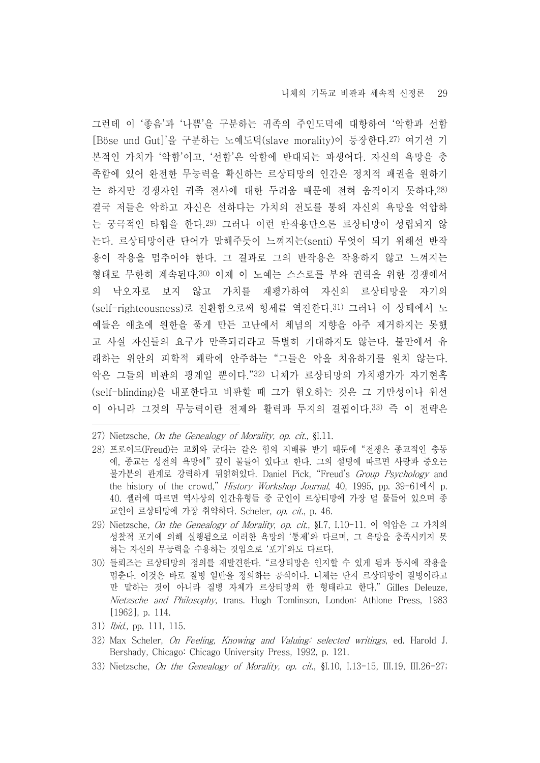그런데 이 '좋음'과 '나쁨'을 구분하는 귀족의 주인도덕에 대항하여 '악함과 선함[Böse und Gut]'을 구분하는 노예도덕(slave morality)이 등장한다.[27] 여기선 기본적인 가치가 '악함'이고, '선함'은 악함에 반대되는 파생어다. 자신의 욕망을 충족함에 있어 완전한 무능력을 확신하는 르상티망의 인간은 정치적 패권을 원하기는 하지만 경쟁자인 귀족 전사에 대한 두려움 때문에 전혀 움직이지 못하다.[28] 결국 저들은 악하고 자신은 선하다는 가치의 전도를 통해 자신의 욕망을 억압하는 궁극적인 타협을 한다.[29] 그러나 이런 반작용만으론 르상티망이 성립되지 않는다. 르상티망이란 단어가 말해주듯이 느껴지는(senti) 무엇이 되기 위해선 반작용이 작용을 멈추어야 한다. 그 결과로 그의 반작용은 작용하지 않고 느껴지는 형태로 무한히 계속된다.[30] 이제 이 노예는 스스로를 부와 권력을 위한 경쟁에서의 낙오자로 보지 않고 가치를 재평가하여 자신의 르상티망을 자기의(self-righteousness)로 전환함으로써 형세를 역전한다.[31] 그러나 이 상태에서 노예들은 애초에 원한을 품게 만든 고난에서 체념의 지향을 아주 제거하지는 못했고 사실 자신들의 요구가 만족되리라고 특별히 기대하지도 않는다. 불만에서 유래하는 위안의 피학적 쾌락에 안주하는 "그들은 악을 치유하기를 원치 않는다. 악은 그들의 비판의 핑계일 뿐이다."[32] 니체가 르상티망의 가치평가가 자기현혹(self-blinding)을 내포한다고 비판할 때 그가 혐오하는 것은 그 기만성이나 위선이 아니라 그것의 무능력이란 전제와 활력과 투지의 결핍이다.[33] 즉 이 전략은

---

27) Nietzsche, *On the Genealogy of Morality, op. cit.*, §I.11.

28) 프로이드(Freud)는 교회와 군대는 같은 힘의 지배를 받기 때문에 "전쟁은 종교적인 충동에, 종교는 성전의 욕망에" 깊이 물들어 있다고 한다. 그의 설명에 따르면 사랑과 증오는 불가분의 관계로 강력하게 뒤얽혀있다. Daniel Pick, "Freud's *Group Psychology* and the history of the crowd," *History Workshop Journal*, 40, 1995, pp. 39-61에서 p. 40. 셸러에 따르면 역사상의 인간유형들 중 군인이 르상티망에 가장 덜 물들어 있으며 종교인이 르상티망에 가장 취약하다. Scheler, *op. cit.*, p. 46.

29) Nietzsche, *On the Genealogy of Morality, op. cit.*, §I.7, I.10-11. 이 억압은 그 가치의 성찰적 포기에 의해 실행됨으로 이러한 욕망의 '통제'와 다르며, 그 욕망을 충족시키지 못하는 자신의 무능력을 수용하는 것임으로 '포기'와도 다르다.

30) 들뢰즈는 르상티망의 정의를 재발견한다. "르상티망은 인지할 수 있게 됨과 동시에 작용을 멈춘다. 이것은 바로 질병 일반을 정의하는 공식이다. 니체는 단지 르상티망이 질병이라고만 말하는 것이 아니라 질병 자체가 르상티망의 한 형태라고 한다." Gilles Deleuze, *Nietzsche and Philosophy*, trans. Hugh Tomlinson, London: Athlone Press, 1983 [1962], p. 114.

31) *Ibid.*, pp. 111, 115.

32) Max Scheler, *On Feeling, Knowing and Valuing: selected writings*, ed. Harold J. Bershady, Chicago: Chicago University Press, 1992, p. 121.

33) Nietzsche, *On the Genealogy of Morality, op. cit.*, §I.10, I.13-15, III.19, III.26-27;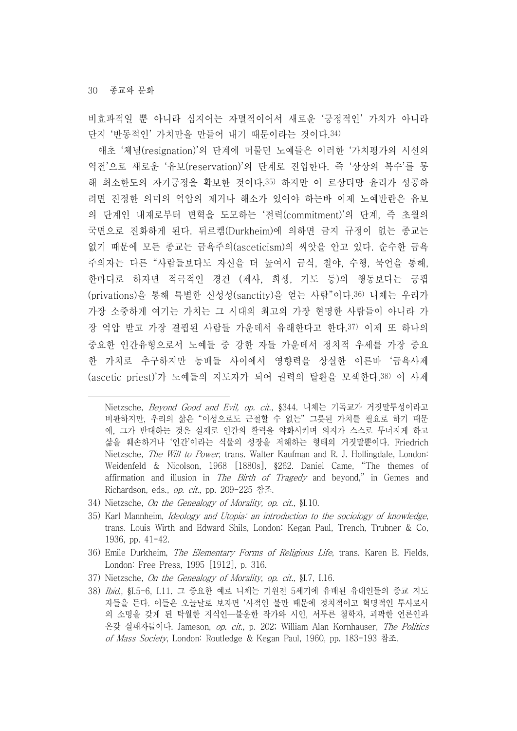비효과적일 뿐 아니라 심지어는 자멸적이어서 새로운 '긍정적인' 가치가 아니라 단지 '반동적인' 가치만을 만들어 내기 때문이라는 것이다.[34]

애초 '체념(resignation)'의 단계에 머물던 노예들은 이러한 '가치평가의 시선의 역전'으로 새로운 '유보(reservation)'의 단계로 진입한다. 즉 '상상의 복수'를 통해 최소한도의 자기긍정을 확보한 것이다.[35] 하지만 이 르상티망 윤리가 성공하려면 진정한 의미의 억압의 제거나 해소가 있어야 하는바 이제 노예반란은 유보의 단계인 내재로부터 변혁을 도모하는 '전력(commitment)'의 단계, 즉 초월의 국면으로 진화하게 된다. 뒤르켐(Durkheim)에 의하면 금지 규정이 없는 종교는 없기 때문에 모든 종교는 금욕주의(asceticism)의 씨앗을 안고 있다. 순수한 금욕주의자는 다른 "사람들보다도 자신을 더 높여서 금식, 철야, 수행, 묵언을 통해, 한마디로 하자면 적극적인 경건 (제사, 희생, 기도 등)의 행동보다는 궁핍(privations)을 통해 특별한 신성성(sanctity)을 얻는 사람"이다.[36] 니체는 우리가 가장 소중하게 여기는 가치는 그 시대의 최고의 가장 현명한 사람들이 아니라 가장 억압 받고 가장 결핍된 사람들 가운데서 유래한다고 한다.[37] 이제 또 하나의 중요한 인간유형으로서 노예들 중 강한 자들 가운데서 정치적 우세를 가장 중요한 가치로 추구하지만 동배들 사이에서 영향력을 상실한 이른바 '금욕사제(ascetic priest)'가 노예들의 지도자가 되어 권력의 탈환을 모색한다.[38] 이 사제

---

Nietzsche, *Beyond Good and Evil, op. cit.*, §344. 니체는 기독교가 거짓말투성이라고 비판하지만, 우리의 삶은 "이성으로도 근절할 수 없는" 그릇된 가치를 필요로 하기 때문에, 그가 반대하는 것은 실제로 인간의 활력을 약화시키며 의지가 스스로 무너지게 하고 삶을 훼손하거나 '인간'이라는 식물의 성장을 저해하는 형태의 거짓말뿐이다. Friedrich Nietzsche, *The Will to Power*, trans. Walter Kaufman and R. J. Hollingdale, London: Weidenfeld & Nicolson, 1968 [1880s], §262. Daniel Came, "The themes of affirmation and illusion in *The Birth of Tragedy* and beyond," in Gemes and Richardson, eds., *op. cit.*, pp. 209-225 참조.

34) Nietzsche, *On the Genealogy of Morality, op. cit.*, §I.10.

35) Karl Mannheim, *Ideology and Utopia: an introduction to the sociology of knowledge*, trans. Louis Wirth and Edward Shils, London: Kegan Paul, Trench, Trubner & Co, 1936, pp. 41-42.

36) Emile Durkheim, *The Elementary Forms of Religious Life*, trans. Karen E. Fields, London: Free Press, 1995 [1912], p. 316.

37) Nietzsche, *On the Genealogy of Morality, op. cit.*, §I.7, I.16.

38) *Ibid.*, §I.5-6, I.11. 그 중요한 예로 니체는 기원전 5세기에 유배된 유대인들의 종교 지도자들을 든다. 이들은 오늘날로 보자면 '사적인 불만 때문에 정치적이고 혁명적인 투사로서의 소명을 갖게 된 탁월한 지식인—불운한 작가와 시인, 서투른 철학자, 괴팍한 언론인과 온갖 실패자들이다. Jameson, *op. cit.*, p. 202; William Alan Kornhauser, *The Politics of Mass Society*, London: Routledge & Kegan Paul, 1960, pp. 183-193 참조.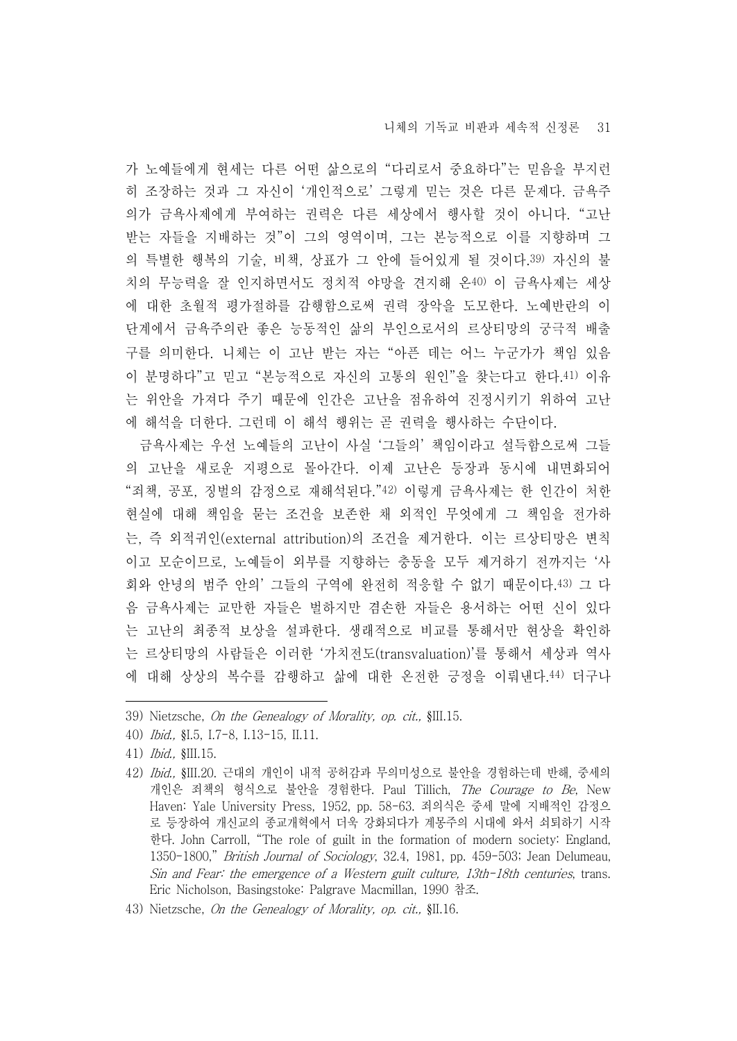가 노예들에게 현세는 다른 어떤 삶으로의 "다리로서 중요하다"는 믿음을 부지런히 조장하는 것과 그 자신이 '개인적으로' 그렇게 믿는 것은 다른 문제다. 금욕주의가 금욕사제에게 부여하는 권력은 다른 세상에서 행사할 것이 아니다. "고난 받는 자들을 지배하는 것"이 그의 영역이며, 그는 본능적으로 이를 지향하며 그의 특별한 행복의 기술, 비책, 상표가 그 안에 들어있게 될 것이다.[39] 자신의 불치의 무능력을 잘 인지하면서도 정치적 야망을 견지해 온[40] 이 금욕사제는 세상에 대한 초월적 평가절하를 감행함으로써 권력 장악을 도모한다. 노예반란의 이 단계에서 금욕주의란 좋은 능동적인 삶의 부인으로서의 르상티망의 궁극적 배출구를 의미한다. 니체는 이 고난 받는 자는 "아픈 데는 어느 누군가가 책임 있음이 분명하다"고 믿고 "본능적으로 자신의 고통의 원인"을 찾는다고 한다.[41] 이유는 위안을 가져다 주기 때문에 인간은 고난을 점유하여 진정시키기 위하여 고난에 해석을 더한다. 그런데 이 해석 행위는 곧 권력을 행사하는 수단이다.

금욕사제는 우선 노예들의 고난이 사실 '그들의' 책임이라고 설득함으로써 그들의 고난을 새로운 지평으로 몰아간다. 이제 고난은 등장과 동시에 내면화되어 "죄책, 공포, 징벌의 감정으로 재해석된다."[42] 이렇게 금욕사제는 한 인간이 처한 현실에 대해 책임을 묻는 조건을 보존한 채 외적인 무엇에게 그 책임을 전가하는, 즉 외적귀인(external attribution)의 조건을 제거한다. 이는 르상티망은 변칙이고 모순이므로, 노예들이 외부를 지향하는 충동을 모두 제거하기 전까지는 '사회와 안녕의 범주 안의' 그들의 구역에 완전히 적응할 수 없기 때문이다.[43] 그 다음 금욕사제는 교만한 자들은 벌하지만 겸손한 자들은 용서하는 어떤 신이 있다는 고난의 최종적 보상을 설파한다. 생래적으로 비교를 통해서만 현상을 확인하는 르상티망의 사람들은 이러한 '가치전도(transvaluation)'를 통해서 세상과 역사에 대해 상상의 복수를 감행하고 삶에 대한 온전한 긍정을 이뤄낸다.[44] 더구나

---

39) Nietzsche, *On the Genealogy of Morality, op. cit.,* §III.15.

40) *Ibid.,* §I.5, I.7-8, I.13-15, II.11.

41) *Ibid.,* §III.15.

42) *Ibid.,* §III.20. 근대의 개인이 내적 공허감과 무의미성으로 불안을 경험하는데 반해, 중세의 개인은 죄책의 형식으로 불안을 경험한다. Paul Tillich, *The Courage to Be*, New Haven: Yale University Press, 1952, pp. 58-63. 죄의식은 중세 말에 지배적인 감정으로 등장하여 개신교의 종교개혁에서 더욱 강화되다가 계몽주의 시대에 와서 쇠퇴하기 시작한다. John Carroll, "The role of guilt in the formation of modern society: England, 1350-1800," *British Journal of Sociology*, 32.4, 1981, pp. 459-503; Jean Delumeau, *Sin and Fear: the emergence of a Western guilt culture, 13th-18th centuries*, trans. Eric Nicholson, Basingstoke: Palgrave Macmillan, 1990 참조.

43) Nietzsche, *On the Genealogy of Morality, op. cit.,* §II.16.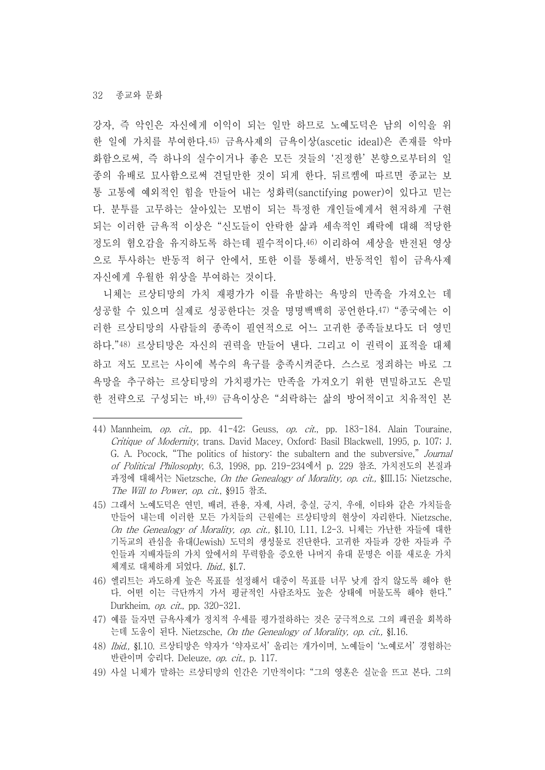강자, 즉 악인은 자신에게 이익이 되는 일만 하므로 노예도덕은 남의 이익을 위한 일에 가치를 부여한다.[45] 금욕사제의 금욕이상(ascetic ideal)은 존재를 악마화함으로써, 즉 하나의 실수이거나 좋은 모든 것들의 '진정한' 본향으로부터의 일종의 유배로 묘사함으로써 견딜만한 것이 되게 한다. 뒤르켐에 따르면 종교는 보통 고통에 예외적인 힘을 만들어 내는 성화력(sanctifying power)이 있다고 믿는다. 분투를 고무하는 살아있는 모범이 되는 특정한 개인들에게서 현저하게 구현되는 이러한 금욕적 이상은 "신도들이 안락한 삶과 세속적인 쾌락에 대해 적당한 정도의 혐오감을 유지하도록 하는데 필수적이다.[46] 이리하여 세상을 반전된 영상으로 투사하는 반동적 허구 안에서, 또한 이를 통해서, 반동적인 힘이 금욕사제 자신에게 우월한 위상을 부여하는 것이다.

니체는 르상티망의 가치 재평가가 이를 유발하는 욕망의 만족을 가져오는 데 성공할 수 있으며 실제로 성공한다는 것을 명명백백히 공언한다.[47] "종국에는 이러한 르상티망의 사람들의 종족이 필연적으로 어느 고귀한 종족들보다도 더 영민하다."[48] 르상티망은 자신의 권력을 만들어 낸다. 그리고 이 권력이 표적을 대체하고 저도 모르는 사이에 복수의 욕구를 충족시켜준다. 스스로 정죄하는 바로 그 욕망을 추구하는 르상티망의 가치평가는 만족을 가져오기 위한 면밀하고도 은밀한 전략으로 구성되는 바,[49] 금욕이상은 "쇠락하는 삶의 방어적이고 치유적인 본

---

44) Mannheim, *op. cit.*, pp. 41-42; Geuss, *op. cit.*, pp. 183-184. Alain Touraine, *Critique of Modernity*, trans. David Macey, Oxford: Basil Blackwell, 1995, p. 107; J. G. A. Pocock, "The politics of history: the subaltern and the subversive," *Journal of Political Philosophy*, 6.3, 1998, pp. 219-234에서 p. 229 참조. 가치전도의 본질과 과정에 대해서는 Nietzsche, *On the Genealogy of Morality, op. cit.,* §III.15; Nietzsche, *The Will to Power*, *op. cit.*, §915 참조.

45) 그래서 노예도덕은 연민, 배려, 관용, 자제, 사려, 충실, 긍지, 우애, 이타와 같은 가치들을 만들어 내는데 이러한 모든 가치들의 근원에는 르상티망의 현상이 자리한다. Nietzsche, *On the Genealogy of Morality, op. cit.,* §I.10, I.11, I.2-3. 니체는 가난한 자들에 대한 기독교의 관심을 유대(Jewish) 도덕의 생성물로 진단한다. 고귀한 자들과 강한 자들과 주인들과 지배자들의 가치 앞에서의 무력함을 증오한 나머지 유대 문명은 이를 새로운 가치 체계로 대체하게 되었다. *Ibid.*, §I.7.

46) 엘리트는 과도하게 높은 목표를 설정해서 대중이 목표를 너무 낮게 잡지 않도록 해야 한다. 어떤 이는 극단까지 가서 평균적인 사람조차도 높은 상태에 머물도록 해야 한다." Durkheim, *op. cit.*, pp. 320-321.

47) 예를 들자면 금욕사제가 정치적 우세를 평가절하하는 것은 궁극적으로 그의 패권을 회복하는데 도움이 된다. Nietzsche, *On the Genealogy of Morality, op. cit.,* §I.16.

48) *Ibid.,* §I.10. 르상티망은 약자가 '약자로서' 올리는 개가이며, 노예들이 '노예로서' 경험하는 반란이며 승리다. Deleuze, *op. cit.*, p. 117.

49) 사실 니체가 말하는 르상티망의 인간은 기만적이다: "그의 영혼은 실눈을 뜨고 본다. 그의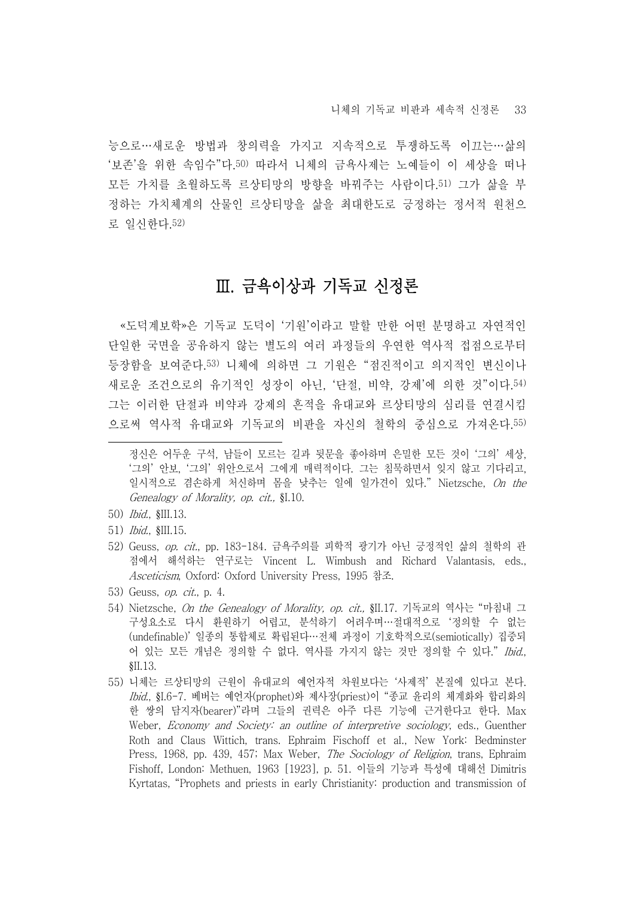능으로…새로운 방법과 창의력을 가지고 지속적으로 투쟁하도록 이끄는…삶의 '보존'을 위한 속임수"다.[50] 따라서 니체의 금욕사제는 노예들이 이 세상을 떠나 모든 가치를 초월하도록 르상티망의 방향을 바꿔주는 사람이다.[51] 그가 삶을 부정하는 가치체계의 산물인 르상티망을 삶을 최대한도로 긍정하는 정서적 원천으로 일신한다.[52]

## Ⅲ. 금욕이상과 기독교 신정론

«도덕계보학»은 기독교 도덕이 '기원'이라고 말할 만한 어떤 분명하고 자연적인 단일한 국면을 공유하지 않는 별도의 여러 과정들의 우연한 역사적 접점으로부터 등장함을 보여준다.[53] 니체에 의하면 그 기원은 "점진적이고 의지적인 변신이나 새로운 조건으로의 유기적인 성장이 아닌, '단절, 비약, 강제'에 의한 것"이다.[54] 그는 이러한 단절과 비약과 강제의 흔적을 유대교와 르상티망의 심리를 연결시킴으로써 역사적 유대교와 기독교의 비판을 자신의 철학의 중심으로 가져온다.[55]

---

정신은 어두운 구석, 남들이 모르는 길과 뒷문을 좋아하며 은밀한 모든 것이 '그의' 세상, '그의' 안보, '그의' 위안으로서 그에게 매력적이다. 그는 침묵하면서 잊지 않고 기다리고, 일시적으로 겸손하게 처신하며 몸을 낮추는 일에 일가견이 있다." Nietzsche, *On the Genealogy of Morality, op. cit.,* §I.10.

50) *Ibid.,* §III.13.

51) *Ibid.,* §III.15.

52) Geuss, *op. cit.,* pp. 183-184. 금욕주의를 피학적 광기가 아닌 긍정적인 삶의 철학의 관점에서 해석하는 연구로는 Vincent L. Wimbush and Richard Valantasis, eds., *Asceticism*, Oxford: Oxford University Press, 1995 참조.

53) Geuss, *op. cit.,* p. 4.

54) Nietzsche, *On the Genealogy of Morality, op. cit.,* §II.17. 기독교의 역사는 "마침내 그 구성요소로 다시 환원하기 어렵고, 분석하기 어려우며…절대적으로 '정의할 수 없는(undefinable)' 일종의 통합체로 확립된다…전체 과정이 기호학적으로(semiotically) 집중되어 있는 모든 개념은 정의할 수 없다. 역사를 가지지 않는 것만 정의할 수 있다." *Ibid.,* §II.13.

55) 니체는 르상티망의 근원이 유대교의 예언자적 차원보다는 '사제적' 본질에 있다고 본다. *Ibid.,* §I.6-7. 베버는 예언자(prophet)와 제사장(priest)이 "종교 윤리의 체계화와 합리화의 한 쌍의 담지자(bearer)"라며 그들의 권력은 아주 다른 기능에 근거한다고 한다. Max Weber, *Economy and Society: an outline of interpretive sociology*, eds., Guenther Roth and Claus Wittich, trans. Ephraim Fischoff et al., New York: Bedminster Press, 1968, pp. 439, 457; Max Weber, *The Sociology of Religion*, trans, Ephraim Fishoff, London: Methuen, 1963 [1923], p. 51. 이들의 기능과 특성에 대해선 Dimitris Kyrtatas, "Prophets and priests in early Christianity: production and transmission of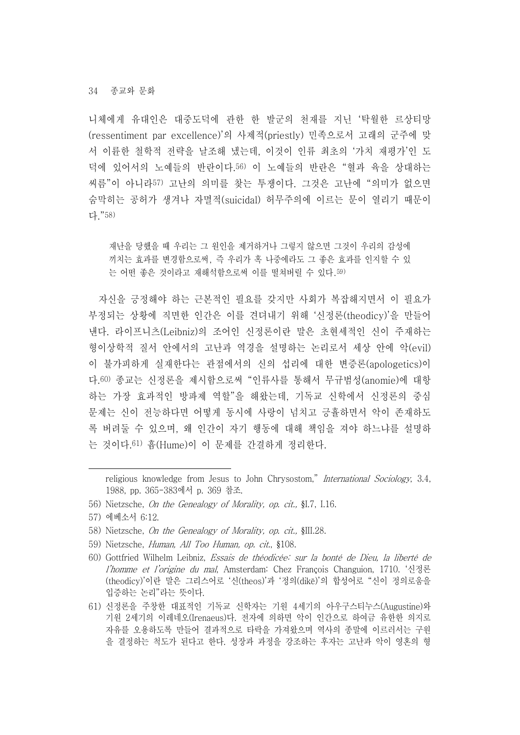니체에게 유대인은 대중도덕에 관한 한 발군의 천재를 지닌 '탁월한 르상티망(ressentiment par excellence)'의 사제적(priestly) 민족으로서 고래의 군주에 맞서 이륜한 철학적 전략을 날조해 냈는데, 이것이 인류 최초의 '가치 재평가'인 도덕에 있어서의 노예들의 반란이다.[56] 이 노예들의 반란은 "혈과 육을 상대하는 씨름"이 아니라[57] 고난의 의미를 찾는 투쟁이다. 그것은 고난에 "의미가 없으면 숨막히는 공허가 생겨나 자멸적(suicidal) 허무주의에 이르는 문이 열리기 때문이다."[58]

> 재난을 당했을 때 우리는 그 원인을 제거하거나 그렇지 않으면 그것이 우리의 감성에 끼치는 효과를 변경함으로써, 즉 우리가 혹 나중에라도 그 좋은 효과를 인지할 수 있는 어떤 좋은 것이라고 재해석함으로써 이를 떨쳐버릴 수 있다.[59]

자신을 긍정해야 하는 근본적인 필요를 갖지만 사회가 복잡해지면서 이 필요가 부정되는 상황에 직면한 인간은 이를 견뎌내기 위해 '신정론(theodicy)'을 만들어 낸다. 라이프니츠(Leibniz)의 조어인 신정론이란 말은 초현세적인 신이 주재하는 형이상학적 질서 안에서의 고난과 역경을 설명하는 논리로서 세상 안에 악(evil)이 불가피하게 실재한다는 관점에서의 신의 섭리에 대한 변증론(apologetics)이다.[60] 종교는 신정론을 제시함으로써 "인류사를 통해서 무규범성(anomie)에 대항하는 가장 효과적인 방파제 역할"을 해왔는데, 기독교 신학에서 신정론의 중심 문제는 신이 전능하다면 어떻게 동시에 사랑이 넘치고 긍휼하면서 악이 존재하도록 버려둘 수 있으며, 왜 인간이 자기 행동에 대해 책임을 져야 하느냐를 설명하는 것이다.[61] 흄(Hume)이 이 문제를 간결하게 정리한다.

---

religious knowledge from Jesus to John Chrysostom," *International Sociology*, 3.4, 1988, pp. 365-383에서 p. 369 참조.

56) Nietzsche, *On the Genealogy of Morality, op. cit.,* §I.7, I.16.

57) 에베소서 6:12.

58) Nietzsche, *On the Genealogy of Morality, op. cit.,* §III.28.

59) Nietzsche, *Human, All Too Human, op. cit.,* §108.

60) Gottfried Wilhelm Leibniz, *Essais de théodicée: sur la bonté de Dieu, la liberté de l'homme et l'origine du mal*, Amsterdam: Chez François Changuion, 1710. '신정론(theodicy)'이란 말은 그리스어로 '신(theos)'과 '정의(dikē)'의 합성어로 "신이 정의로움을 입증하는 논리"라는 뜻이다.

61) 신정론을 주창한 대표적인 기독교 신학자는 기원 4세기의 아우구스티누스(Augustine)와 기원 2세기의 이레네오(Irenaeus)다. 전자에 의하면 악이 인간으로 하여금 유한한 의지로 자유를 오용하도록 만들어 결과적으로 타락을 가져왔으며 역사의 종말에 이르러서는 구원을 결정하는 척도가 된다고 한다. 성장과 과정을 강조하는 후자는 고난과 악이 영혼의 형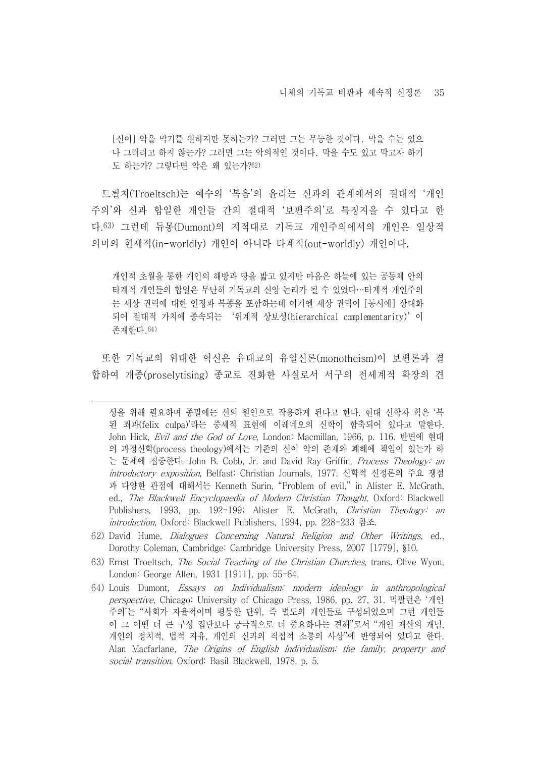> [신이] 악을 막기를 원하지만 못하는가? 그러면 그는 무능한 것이다. 막을 수는 있으나 그러려고 하지 않는가? 그러면 그는 악의적인 것이다. 막을 수도 있고 막고자 하기도 하는가? 그렇다면 악은 왜 있는가?[62]

트뢸치(Troeltsch)는 예수의 '복음'의 윤리는 신과의 관계에서의 절대적 '개인주의'와 신과 합일한 개인들 간의 절대적 '보편주의'로 특징지을 수 있다고 한다.[63] 그런데 듀몽(Dumont)의 지적대로 기독교 개인주의에서의 개인은 일상적 의미의 현세적(in-worldly) 개인이 아니라 타계적(out-worldly) 개인이다.

> 개인적 초월을 통한 개인의 해방과 땅을 밟고 있지만 마음은 하늘에 있는 공동체 안의 타계적 개인들의 합일은 무난히 기독교의 신앙 논리가 될 수 있었다…타계적 개인주의는 세상 권력에 대한 인정과 복종을 포함하는데 여기엔 세상 권력이 [동시에] 상대화되어 절대적 가치에 종속되는 '위계적 상보성(hierarchical complementarity)'이 존재한다.[64]

또한 기독교의 위대한 혁신은 유대교의 유일신론(monotheism)이 보편론과 결합하여 개종(proselytising) 종교로 진화한 사실로서 서구의 전세계적 확장의 견

---

성을 위해 필요하며 종말에는 선의 원인으로 작용하게 된다고 한다. 현대 신학자 힉은 '복된 죄과(felix culpa)'라는 중세적 표현에 이레네오의 신학이 함축되어 있다고 말한다. John Hick, *Evil and the God of Love*, London: Macmillan, 1966, p. 116. 반면에 현대의 과정신학(process theology)에서는 기존의 신이 악의 존재와 폐해에 책임이 있는가 하는 문제에 집중한다. John B. Cobb, Jr. and David Ray Griffin, *Process Theology: an introductory exposition*, Belfast: Christian Journals, 1977. 신학적 신정론의 주요 쟁점과 다양한 관점에 대해서는 Kenneth Surin, "Problem of evil," in Alister E. McGrath, ed., *The Blackwell Encyclopaedia of Modern Christian Thought*, Oxford: Blackwell Publishers, 1993, pp. 192-199; Alister E. McGrath, *Christian Theology: an introduction*, Oxford: Blackwell Publishers, 1994, pp. 228-233 참조.

62) David Hume, *Dialogues Concerning Natural Religion and Other Writings*, ed., Dorothy Coleman, Cambridge: Cambridge University Press, 2007 [1779], §10.

63) Ernst Troeltsch, *The Social Teaching of the Christian Churches*, trans. Olive Wyon, London: George Allen, 1931 [1911], pp. 55-64.

64) Louis Dumont, *Essays on Individualism: modern ideology in anthropological perspective*, Chicago: University of Chicago Press, 1986, pp. 27, 31. 먹팔런은 '개인주의'는 "사회가 자율적이며 평등한 단위, 즉 별도의 개인들로 구성되었으며 그런 개인들이 그 어떤 더 큰 구성 집단보다 궁극적으로 더 중요하다는 견해"로서 "개인 재산의 개념, 개인의 정치적, 법적 자유, 개인의 신과의 직접적 소통의 사상"에 반영되어 있다고 한다. Alan Macfarlane, *The Origins of English Individualism: the family, property and social transition*, Oxford: Basil Blackwell, 1978, p. 5.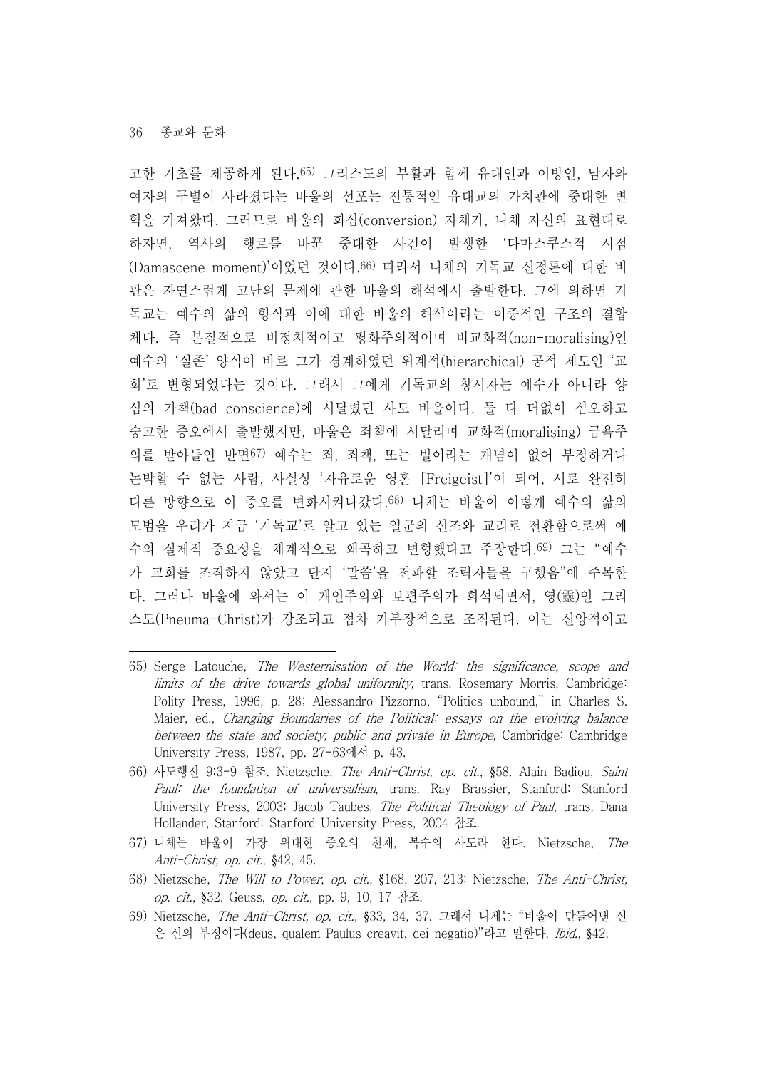고한 기초를 제공하게 된다.[65] 그리스도의 부활과 함께 유대인과 이방인, 남자와 여자의 구별이 사라졌다는 바울의 선포는 전통적인 유대교의 가치관에 중대한 변혁을 가져왔다. 그러므로 바울의 회심(conversion) 자체가, 니체 자신의 표현대로 하자면, 역사의 행로를 바꾼 중대한 사건이 발생한 '다마스쿠스적 시점(Damascene moment)'이었던 것이다.[66] 따라서 니체의 기독교 신정론에 대한 비판은 자연스럽게 고난의 문제에 관한 바울의 해석에서 출발한다. 그에 의하면 기독교는 예수의 삶의 형식과 이에 대한 바울의 해석이라는 이중적인 구조의 결합체다. 즉 본질적으로 비정치적이고 평화주의적이며 비교화적(non-moralising)인 예수의 '실존' 양식이 바로 그가 경계하였던 위계적(hierarchical) 공적 제도인 '교회'로 변형되었다는 것이다. 그래서 그에게 기독교의 창시자는 예수가 아니라 양심의 가책(bad conscience)에 시달렸던 사도 바울이다. 둘 다 더없이 심오하고 숭고한 증오에서 출발했지만, 바울은 죄책에 시달리며 교화적(moralising) 금욕주의를 받아들인 반면[67] 예수는 죄, 죄책, 또는 벌이라는 개념이 없어 부정하거나 논박할 수 없는 사람, 사실상 '자유로운 영혼 [Freigeist]'이 되어, 서로 완전히 다른 방향으로 이 증오를 변화시켜나갔다.[68] 니체는 바울이 이렇게 예수의 삶의 모범을 우리가 지금 '기독교'로 알고 있는 일군의 신조와 교리로 전환함으로써 예수의 실제적 중요성을 체계적으로 왜곡하고 변형했다고 주장한다.[69] 그는 "예수가 교회를 조직하지 않았고 단지 '말씀'을 전파할 조력자들을 구했음"에 주목한다. 그러나 바울에 와서는 이 개인주의와 보편주의가 희석되면서, 영(靈)인 그리스도(Pneuma-Christ)가 강조되고 점차 가부장적으로 조직된다. 이는 신앙적이고

---

65) Serge Latouche, *The Westernisation of the World: the significance, scope and limits of the drive towards global uniformity*, trans. Rosemary Morris, Cambridge: Polity Press, 1996, p. 28; Alessandro Pizzorno, "Politics unbound," in Charles S. Maier, ed., *Changing Boundaries of the Political: essays on the evolving balance between the state and society, public and private in Europe*, Cambridge: Cambridge University Press, 1987, pp. 27-63에서 p. 43.

66) 사도행전 9:3-9 참조. Nietzsche, *The Anti-Christ, op. cit.*, §58. Alain Badiou, *Saint Paul: the foundation of universalism*, trans. Ray Brassier, Stanford: Stanford University Press, 2003; Jacob Taubes, *The Political Theology of Paul*, trans. Dana Hollander, Stanford: Stanford University Press, 2004 참조.

67) 니체는 바울이 가장 위대한 증오의 천재, 복수의 사도라 한다. Nietzsche, *The Anti-Christ, op. cit.*, §42, 45.

68) Nietzsche, *The Will to Power, op. cit.*, §168, 207, 213; Nietzsche, *The Anti-Christ, op. cit.*, §32. Geuss, *op. cit.*, pp. 9, 10, 17 참조.

69) Nietzsche, *The Anti-Christ, op. cit.*, §33, 34, 37. 그래서 니체는 "바울이 만들어낸 신은 신의 부정이다(deus, qualem Paulus creavit, dei negatio)"라고 말한다. *Ibid.*, §42.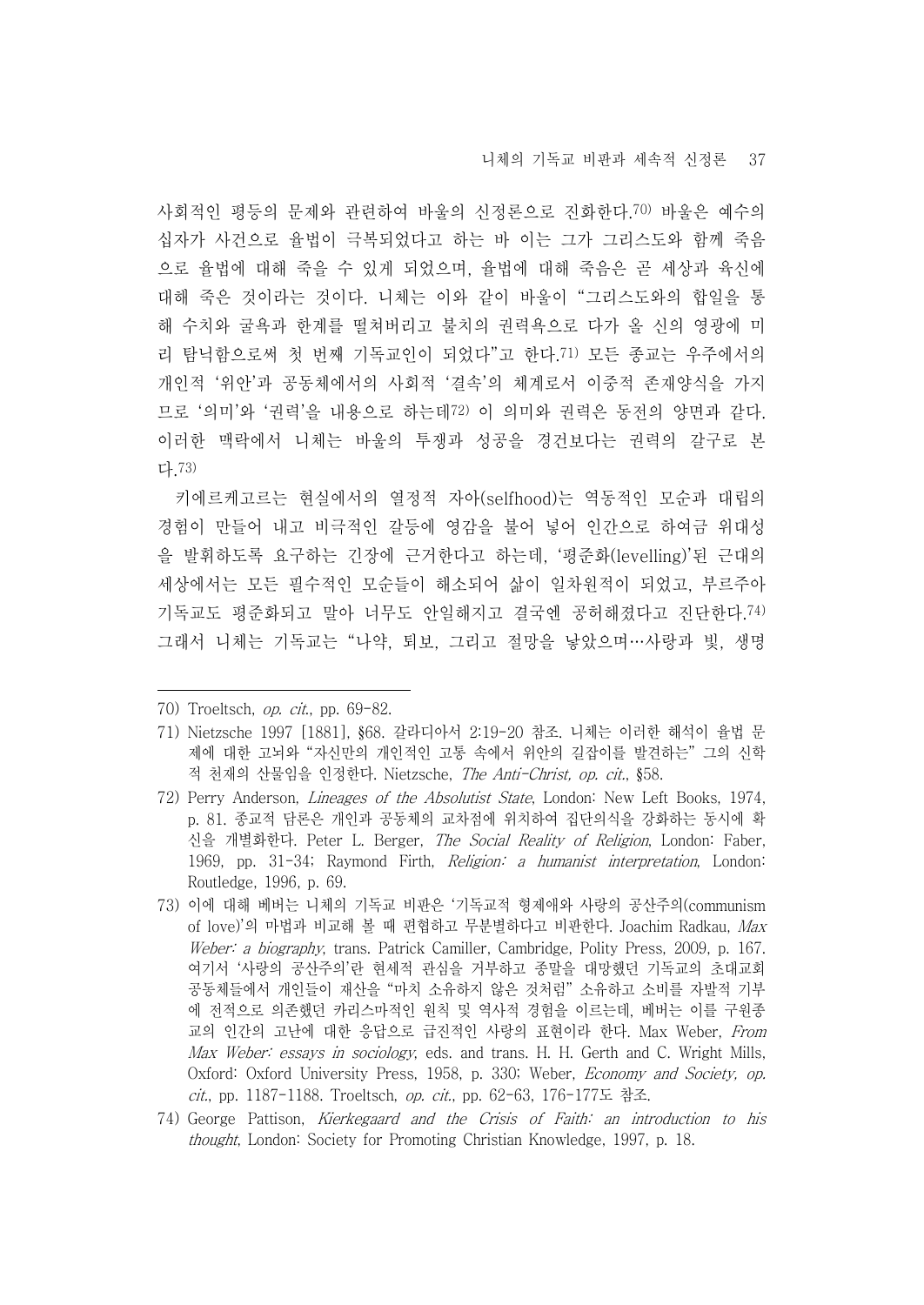사회적인 평등의 문제와 관련하여 바울의 신정론으로 진화한다.[70] 바울은 예수의 십자가 사건으로 율법이 극복되었다고 하는 바 이는 그가 그리스도와 함께 죽음으로 율법에 대해 죽을 수 있게 되었으며, 율법에 대해 죽음은 곧 세상과 육신에 대해 죽은 것이라는 것이다. 니체는 이와 같이 바울이 "그리스도와의 합일을 통해 수치와 굴욕과 한계를 떨쳐버리고 불치의 권력욕으로 다가 올 신의 영광에 미리 탐닉함으로써 첫 번째 기독교인이 되었다"고 한다.[71] 모든 종교는 우주에서의 개인적 '위안'과 공동체에서의 사회적 '결속'의 체계로서 이중적 존재양식을 가지므로 '의미'와 '권력'을 내용으로 하는데[72] 이 의미와 권력은 동전의 양면과 같다. 이러한 맥락에서 니체는 바울의 투쟁과 성공을 경건보다는 권력의 갈구로 본다.[73)]

키에르케고르는 현실에서의 열정적 자아(selfhood)는 역동적인 모순과 대립의 경험이 만들어 내고 비극적인 갈등에 영감을 불어 넣어 인간으로 하여금 위대성을 발휘하도록 요구하는 긴장에 근거한다고 하는데, '평준화(levelling)'된 근대의 세상에서는 모든 필수적인 모순들이 해소되어 삶이 일차원적이 되었고, 부르주아 기독교도 평준화되고 말아 너무도 안일해지고 결국엔 공허해졌다고 진단한다.[74] 그래서 니체는 기독교는 "나약, 퇴보, 그리고 절망을 낳았으며…사랑과 빛, 생명

---

70) Troeltsch, *op. cit.*, pp. 69-82.

71) Nietzsche 1997 [1881], §68. 갈라디아서 2:19-20 참조. 니체는 이러한 해석이 율법 문제에 대한 고뇌와 "자신만의 개인적인 고통 속에서 위안의 길잡이를 발견하는" 그의 신학적 천재의 산물임을 인정한다. Nietzsche, *The Anti-Christ*, *op. cit.*, §58.

72) Perry Anderson, *Lineages of the Absolutist State*, London: New Left Books, 1974, p. 81. 종교적 담론은 개인과 공동체의 교차점에 위치하여 집단의식을 강화하는 동시에 확신을 개별화한다. Peter L. Berger, *The Social Reality of Religion*, London: Faber, 1969, pp. 31-34; Raymond Firth, *Religion: a humanist interpretation*, London: Routledge, 1996, p. 69.

73) 이에 대해 베버는 니체의 기독교 비판은 '기독교적 형제애와 사랑의 공산주의(communism of love)'의 마법과 비교해 볼 때 편협하고 무분별하다고 비판한다. Joachim Radkau, *Max Weber: a biography*, trans. Patrick Camiller, Cambridge, Polity Press, 2009, p. 167. 여기서 '사랑의 공산주의'란 현세적 관심을 거부하고 종말을 대망했던 기독교의 초대교회 공동체들에서 개인들이 재산을 "마치 소유하지 않은 것처럼" 소유하고 소비를 자발적 기부에 전적으로 의존했던 카리스마적인 원칙 및 역사적 경험을 이르는데, 베버는 이를 구원종교의 인간의 고난에 대한 응답으로 급진적인 사랑의 표현이라 한다. Max Weber, *From Max Weber: essays in sociology*, eds. and trans. H. H. Gerth and C. Wright Mills, Oxford: Oxford University Press, 1958, p. 330; Weber, *Economy and Society*, *op. cit.*, pp. 1187-1188. Troeltsch, *op. cit.*, pp. 62-63, 176-177도 참조.

74) George Pattison, *Kierkegaard and the Crisis of Faith: an introduction to his thought*, London: Society for Promoting Christian Knowledge, 1997, p. 18.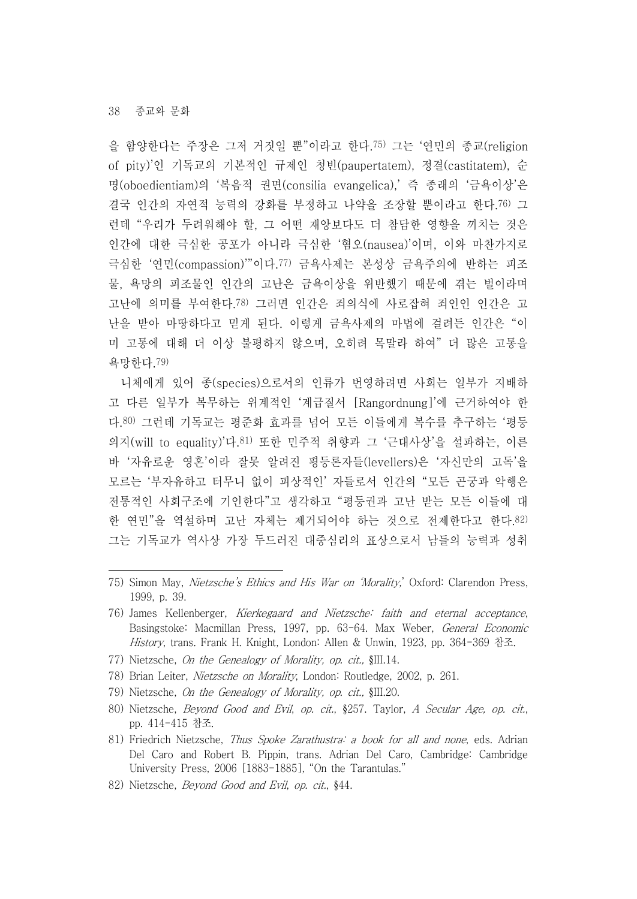을 함양한다는 주장은 그저 거짓일 뿐"이라고 한다.[75] 그는 '연민의 종교(religion of pity)'인 기독교의 기본적인 규제인 청빈(paupertatem), 정결(castitatem), 순명(oboedientiam)의 '복음적 권면(consilia evangelica),' 즉 종래의 '금욕이상'은 결국 인간의 자연적 능력의 강화를 부정하고 나약을 조장할 뿐이라고 한다.[76] 그런데 "우리가 두려워해야 할, 그 어떤 재앙보다도 더 참담한 영향을 끼치는 것은 인간에 대한 극심한 공포가 아니라 극심한 '혐오(nausea)'이며, 이와 마찬가지로 극심한 '연민(compassion)'"이다.[77] 금욕사제는 본성상 금욕주의에 반하는 피조물, 욕망의 피조물인 인간의 고난은 금욕이상을 위반했기 때문에 겪는 벌이라며 고난에 의미를 부여한다.[78] 그러면 인간은 죄의식에 사로잡혀 죄인인 인간은 고난을 받아 마땅하다고 믿게 된다. 이렇게 금욕사제의 마법에 걸려든 인간은 "이미 고통에 대해 더 이상 불평하지 않으며, 오히려 목말라 하여" 더 많은 고통을 욕망한다.[79]

니체에게 있어 종(species)으로서의 인류가 번영하려면 사회는 일부가 지배하고 다른 일부가 복무하는 위계적인 '계급질서 [Rangordnung]'에 근거하여야 한다.[80] 그런데 기독교는 평준화 효과를 넘어 모든 이들에게 복수를 추구하는 '평등의지(will to equality)'다.[81] 또한 민주적 취향과 그 '근대사상'을 설파하는, 이른바 '자유로운 영혼'이라 잘못 알려진 평등론자들(levellers)은 '자신만의 고독'을 모르는 '부자유하고 터무니 없이 피상적인' 자들로서 인간의 "모든 곤궁과 악행은 전통적인 사회구조에 기인한다"고 생각하고 "평등권과 고난 받는 모든 이들에 대한 연민"을 역설하며 고난 자체는 제거되어야 하는 것으로 전제한다고 한다.[82] 그는 기독교가 역사상 가장 두드러진 대중심리의 표상으로서 남들의 능력과 성취

---

75) Simon May, *Nietzsche's Ethics and His War on 'Morality,'* Oxford: Clarendon Press, 1999, p. 39.

76) James Kellenberger, *Kierkegaard and Nietzsche: faith and eternal acceptance*, Basingstoke: Macmillan Press, 1997, pp. 63-64. Max Weber, *General Economic History*, trans. Frank H. Knight, London: Allen & Unwin, 1923, pp. 364-369 참조.

77) Nietzsche, *On the Genealogy of Morality, op. cit.,* §III.14.

78) Brian Leiter, *Nietzsche on Morality*, London: Routledge, 2002, p. 261.

79) Nietzsche, *On the Genealogy of Morality, op. cit.,* §III.20.

80) Nietzsche, *Beyond Good and Evil, op. cit.,* §257. Taylor, *A Secular Age, op. cit.,* pp. 414-415 참조.

81) Friedrich Nietzsche, *Thus Spoke Zarathustra: a book for all and none*, eds. Adrian Del Caro and Robert B. Pippin, trans. Adrian Del Caro, Cambridge: Cambridge University Press, 2006 [1883-1885], "On the Tarantulas."

82) Nietzsche, *Beyond Good and Evil, op. cit.,* §44.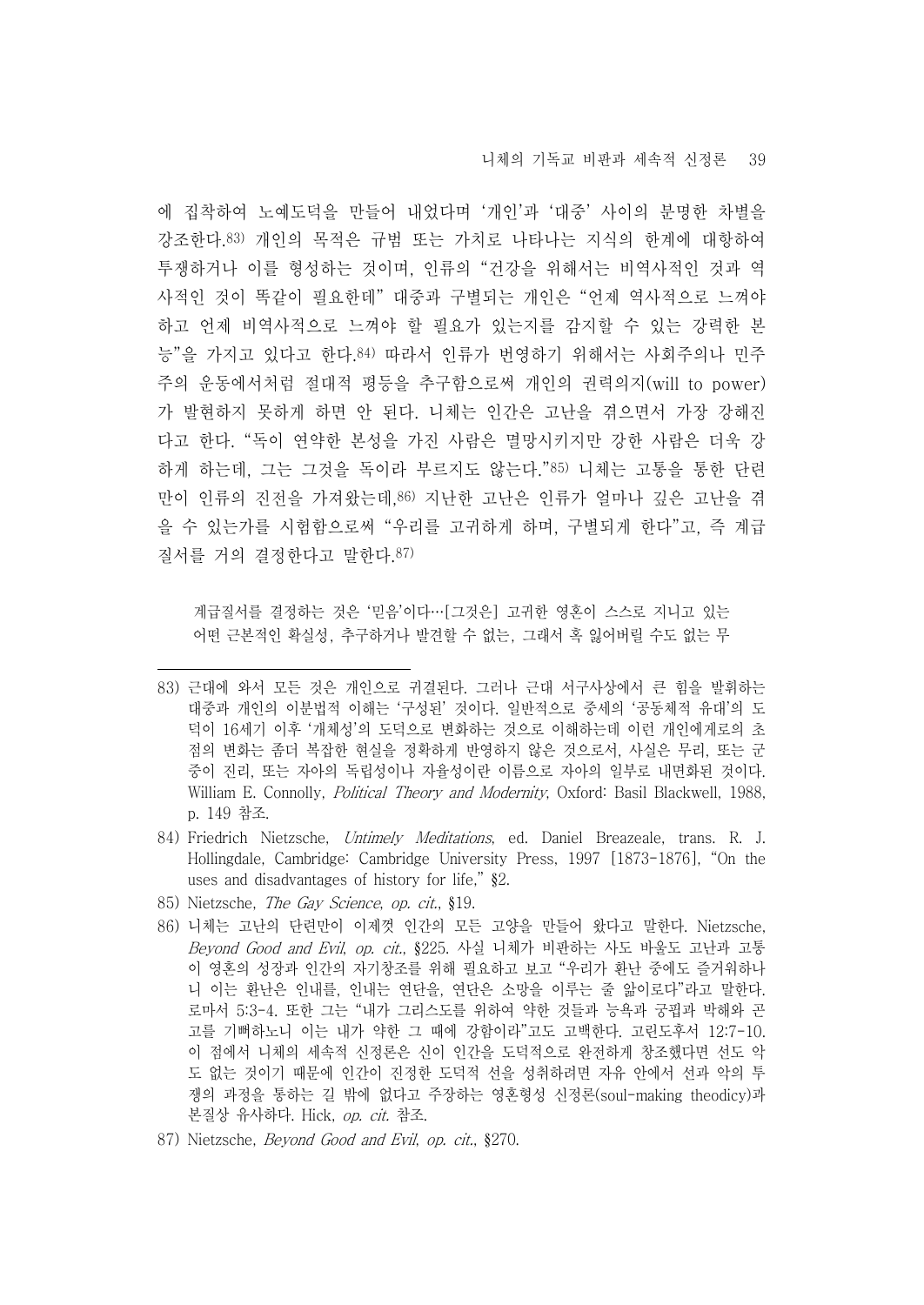에 집착하여 노예도덕을 만들어 내었다며 '개인'과 '대중' 사이의 분명한 차별을 강조한다.[83] 개인의 목적은 규범 또는 가치로 나타나는 지식의 한계에 대항하여 투쟁하거나 이를 형성하는 것이며, 인류의 "건강을 위해서는 비역사적인 것과 역사적인 것이 똑같이 필요한데" 대중과 구별되는 개인은 "언제 역사적으로 느껴야 하고 언제 비역사적으로 느껴야 할 필요가 있는지를 감지할 수 있는 강력한 본능"을 가지고 있다고 한다.[84] 따라서 인류가 번영하기 위해서는 사회주의나 민주주의 운동에서처럼 절대적 평등을 추구함으로써 개인의 권력의지(will to power)가 발현하지 못하게 하면 안 된다. 니체는 인간은 고난을 겪으면서 가장 강해진다고 한다. "독이 연약한 본성을 가진 사람은 멸망시키지만 강한 사람은 더욱 강하게 하는데, 그는 그것을 독이라 부르지도 않는다."[85] 니체는 고통을 통한 단련만이 인류의 진전을 가져왔는데,[86] 지난한 고난은 인류가 얼마나 깊은 고난을 겪을 수 있는가를 시험함으로써 "우리를 고귀하게 하며, 구별되게 한다"고, 즉 계급질서를 거의 결정한다고 말한다.[87]

> 계급질서를 결정하는 것은 '믿음'이다…[그것은] 고귀한 영혼이 스스로 지니고 있는 어떤 근본적인 확실성, 추구하거나 발견할 수 없는, 그래서 혹 잃어버릴 수도 없는 무

---

83) 근대에 와서 모든 것은 개인으로 귀결된다. 그러나 근대 서구사상에서 큰 힘을 발휘하는 대중과 개인의 이분법적 이해는 '구성된' 것이다. 일반적으로 중세의 '공동체적 유대'의 도덕이 16세기 이후 '개체성'의 도덕으로 변화하는 것으로 이해하는데 이런 개인에게로의 초점의 변화는 좀더 복잡한 현실을 정확하게 반영하지 않은 것으로서, 사실은 무리, 또는 군중이 진리, 또는 자아의 독립성이나 자율성이란 이름으로 자아의 일부로 내면화된 것이다. William E. Connolly, *Political Theory and Modernity*, Oxford: Basil Blackwell, 1988, p. 149 참조.

84) Friedrich Nietzsche, *Untimely Meditations*, ed. Daniel Breazeale, trans. R. J. Hollingdale, Cambridge: Cambridge University Press, 1997 [1873-1876], "On the uses and disadvantages of history for life," §2.

85) Nietzsche, *The Gay Science*, *op. cit.*, §19.

86) 니체는 고난의 단련만이 이제껏 인간의 모든 고양을 만들어 왔다고 말한다. Nietzsche, *Beyond Good and Evil*, *op. cit.*, §225. 사실 니체가 비판하는 사도 바울도 고난과 고통이 영혼의 성장과 인간의 자기창조를 위해 필요하고 보고 "우리가 환난 중에도 즐거워하나니 이는 환난은 인내를, 인내는 연단을, 연단은 소망을 이루는 줄 앎이로다"라고 말한다. 로마서 5:3-4. 또한 그는 "내가 그리스도를 위하여 약한 것들과 능욕과 궁핍과 박해와 곤고를 기뻐하노니 이는 내가 약한 그 때에 강함이라"고도 고백한다. 고린도후서 12:7-10. 이 점에서 니체의 세속적 신정론은 신이 인간을 도덕적으로 완전하게 창조했다면 선도 악도 없는 것이기 때문에 인간이 진정한 도덕적 선을 성취하려면 자유 안에서 선과 악의 투쟁의 과정을 통하는 길 밖에 없다고 주장하는 영혼형성 신정론(soul-making theodicy)과 본질상 유사하다. Hick, *op. cit.* 참조.

87) Nietzsche, *Beyond Good and Evil*, *op. cit.*, §270.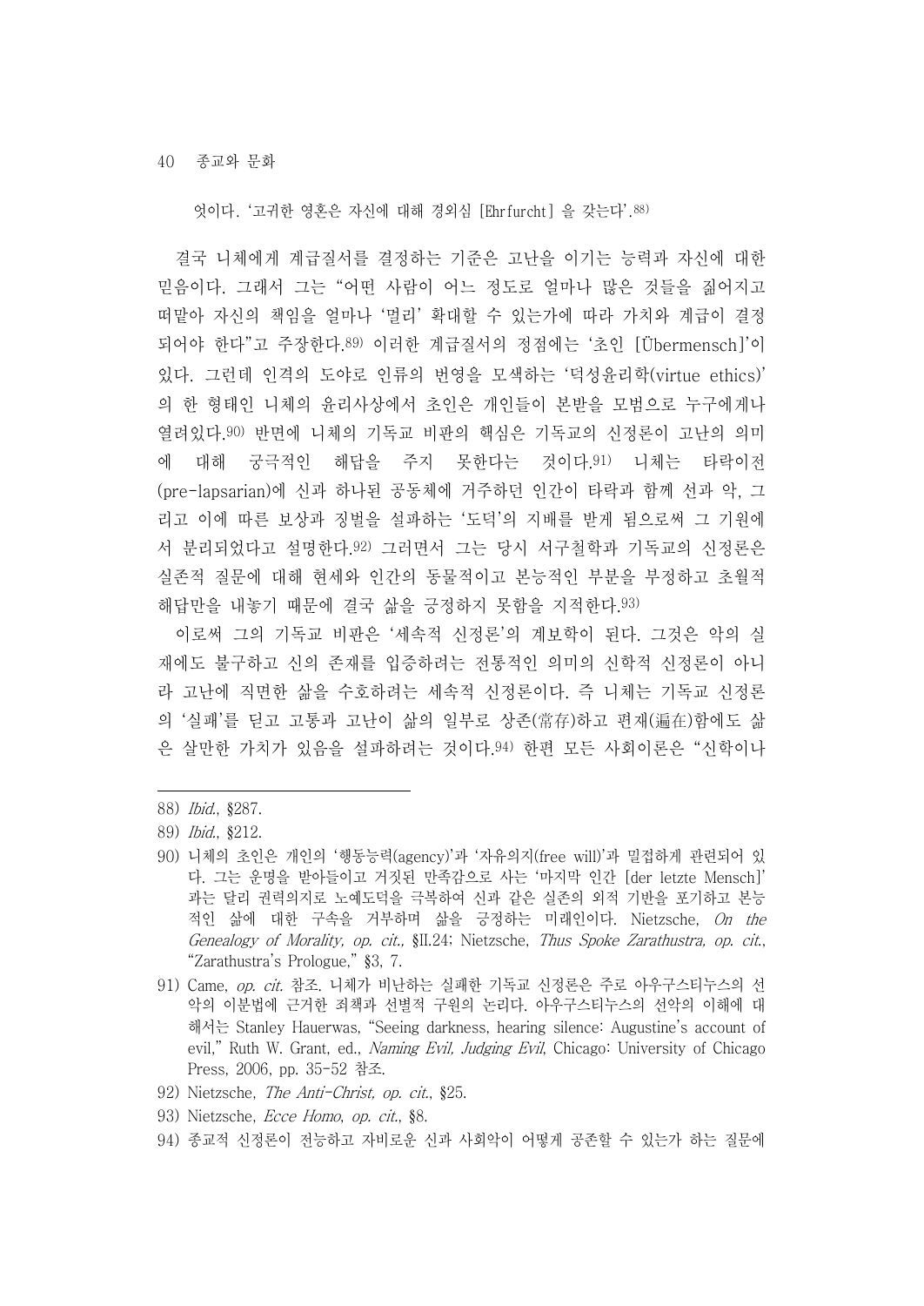엇이다. '고귀한 영혼은 자신에 대해 경외심 [Ehrfurcht] 을 갖는다'.[88]

결국 니체에게 계급질서를 결정하는 기준은 고난을 이기는 능력과 자신에 대한 믿음이다. 그래서 그는 "어떤 사람이 어느 정도로 얼마나 많은 것들을 짊어지고 떠맡아 자신의 책임을 얼마나 '멀리' 확대할 수 있는가에 따라 가치와 계급이 결정되어야 한다"고 주장한다.[89] 이러한 계급질서의 정점에는 '초인 [Übermensch]'이 있다. 그런데 인격의 도야로 인류의 번영을 모색하는 '덕성윤리학(virtue ethics)'의 한 형태인 니체의 윤리사상에서 초인은 개인들이 본받을 모범으로 누구에게나 열려있다.[90] 반면에 니체의 기독교 비판의 핵심은 기독교의 신정론이 고난의 의미에 대해 궁극적인 해답을 주지 못한다는 것이다.[91] 니체는 타락이전(pre-lapsarian)에 신과 하나된 공동체에 거주하던 인간이 타락과 함께 선과 악, 그리고 이에 따른 보상과 징벌을 설파하는 '도덕'의 지배를 받게 됨으로써 그 기원에서 분리되었다고 설명한다.[92] 그러면서 그는 당시 서구철학과 기독교의 신정론은 실존적 질문에 대해 현세와 인간의 동물적이고 본능적인 부분을 부정하고 초월적 해답만을 내놓기 때문에 결국 삶을 긍정하지 못함을 지적한다.[93]

이로써 그의 기독교 비판은 '세속적 신정론'의 계보학이 된다. 그것은 악의 실재에도 불구하고 신의 존재를 입증하려는 전통적인 의미의 신학적 신정론이 아니라 고난에 직면한 삶을 수호하려는 세속적 신정론이다. 즉 니체는 기독교 신정론의 '실패'를 딛고 고통과 고난이 삶의 일부로 상존(常存)하고 편재(遍在)함에도 삶은 살만한 가치가 있음을 설파하려는 것이다.[94] 한편 모든 사회이론은 "신학이나

---

88) *Ibid.*, §287.

89) *Ibid.*, §212.

90) 니체의 초인은 개인의 '행동능력(agency)'과 '자유의지(free will)'과 밀접하게 관련되어 있다. 그는 운명을 받아들이고 거짓된 만족감으로 사는 '마지막 인간 [der letzte Mensch]'과는 달리 권력의지로 노예도덕을 극복하여 신과 같은 실존의 외적 기반을 포기하고 본능적인 삶에 대한 구속을 거부하며 삶을 긍정하는 미래인이다. Nietzsche, *On the Genealogy of Morality, op. cit.*, §II.24; Nietzsche, *Thus Spoke Zarathustra, op. cit.*, "Zarathustra's Prologue," §3, 7.

91) Came, *op. cit.* 참조. 니체가 비난하는 실패한 기독교 신정론은 주로 아우구스티누스의 선악의 이분법에 근거한 죄책과 선별적 구원의 논리다. 아우구스티누스의 선악의 이해에 대해서는 Stanley Hauerwas, "Seeing darkness, hearing silence: Augustine's account of evil," Ruth W. Grant, ed., *Naming Evil, Judging Evil*, Chicago: University of Chicago Press, 2006, pp. 35-52 참조.

92) Nietzsche, *The Anti-Christ, op. cit.*, §25.

93) Nietzsche, *Ecce Homo, op. cit.*, §8.

94) 종교적 신정론이 전능하고 자비로운 신과 사회악이 어떻게 공존할 수 있는가 하는 질문에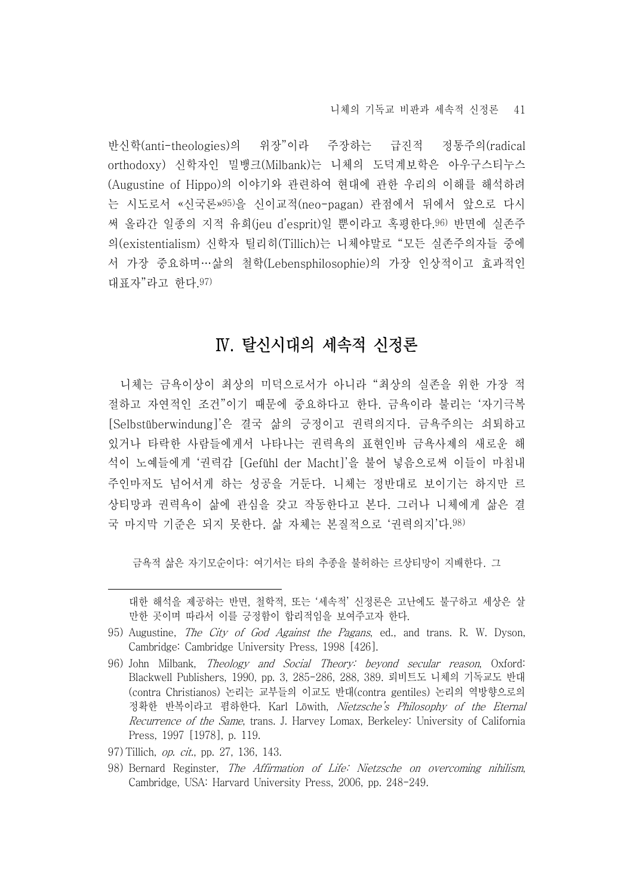반신학(anti-theologies)의 위장"이라 주장하는 급진적 정통주의(radical orthodoxy) 신학자인 밀뱅크(Milbank)는 니체의 도덕계보학은 아우구스티누스(Augustine of Hippo)의 이야기와 관련하여 현대에 관한 우리의 이해를 해석하려는 시도로서 «신국론»[95]을 신이교적(neo-pagan) 관점에서 뒤에서 앞으로 다시 써 올라간 일종의 지적 유희(jeu d'esprit)일 뿐이라고 혹평한다.[96] 반면에 실존주의(existentialism) 신학자 틸리히(Tillich)는 니체야말로 "모든 실존주의자들 중에서 가장 중요하며…삶의 철학(Lebensphilosophie)의 가장 인상적이고 효과적인 대표자"라고 한다.[97]

# Ⅳ. 탈신시대의 세속적 신정론

니체는 금욕이상이 최상의 미덕으로서가 아니라 "최상의 실존을 위한 가장 적절하고 자연적인 조건"이기 때문에 중요하다고 한다. 금욕이라 불리는 '자기극복[Selbstüberwindung]'은 결국 삶의 긍정이고 권력의지다. 금욕주의는 쇠퇴하고 있거나 타락한 사람들에게서 나타나는 권력욕의 표현인바 금욕사제의 새로운 해석이 노예들에게 '권력감 [Gefühl der Macht]'을 불어 넣음으로써 이들이 마침내 주인마저도 넘어서게 하는 성공을 거둔다. 니체는 정반대로 보이기는 하지만 르상티망과 권력욕이 삶에 관심을 갖고 작동한다고 본다. 그러나 니체에게 삶은 결국 마지막 기준은 되지 못한다. 삶 자체는 본질적으로 '권력의지'다.[98]

금욕적 삶은 자기모순이다: 여기서는 타의 추종을 불허하는 르상티망이 지배한다. 그

---

대한 해석을 제공하는 반면, 철학적, 또는 '세속적' 신정론은 고난에도 불구하고 세상은 살만한 곳이며 따라서 이를 긍정함이 합리적임을 보여주고자 한다.

95) Augustine, *The City of God Against the Pagans*, ed., and trans. R. W. Dyson, Cambridge: Cambridge University Press, 1998 [426].

96) John Milbank, *Theology and Social Theory: beyond secular reason*, Oxford: Blackwell Publishers, 1990, pp. 3, 285-286, 288, 389. 뢰비트도 니체의 기독교도 반대(contra Christianos) 논리는 교부들의 이교도 반대(contra gentiles) 논리의 역방향으로의 정확한 반복이라고 평하한다. Karl Löwith, *Nietzsche's Philosophy of the Eternal Recurrence of the Same*, trans. J. Harvey Lomax, Berkeley: University of California Press, 1997 [1978], p. 119.

97) Tillich, *op. cit.*, pp. 27, 136, 143.

98) Bernard Reginster, *The Affirmation of Life: Nietzsche on overcoming nihilism*, Cambridge, USA: Harvard University Press, 2006, pp. 248-249.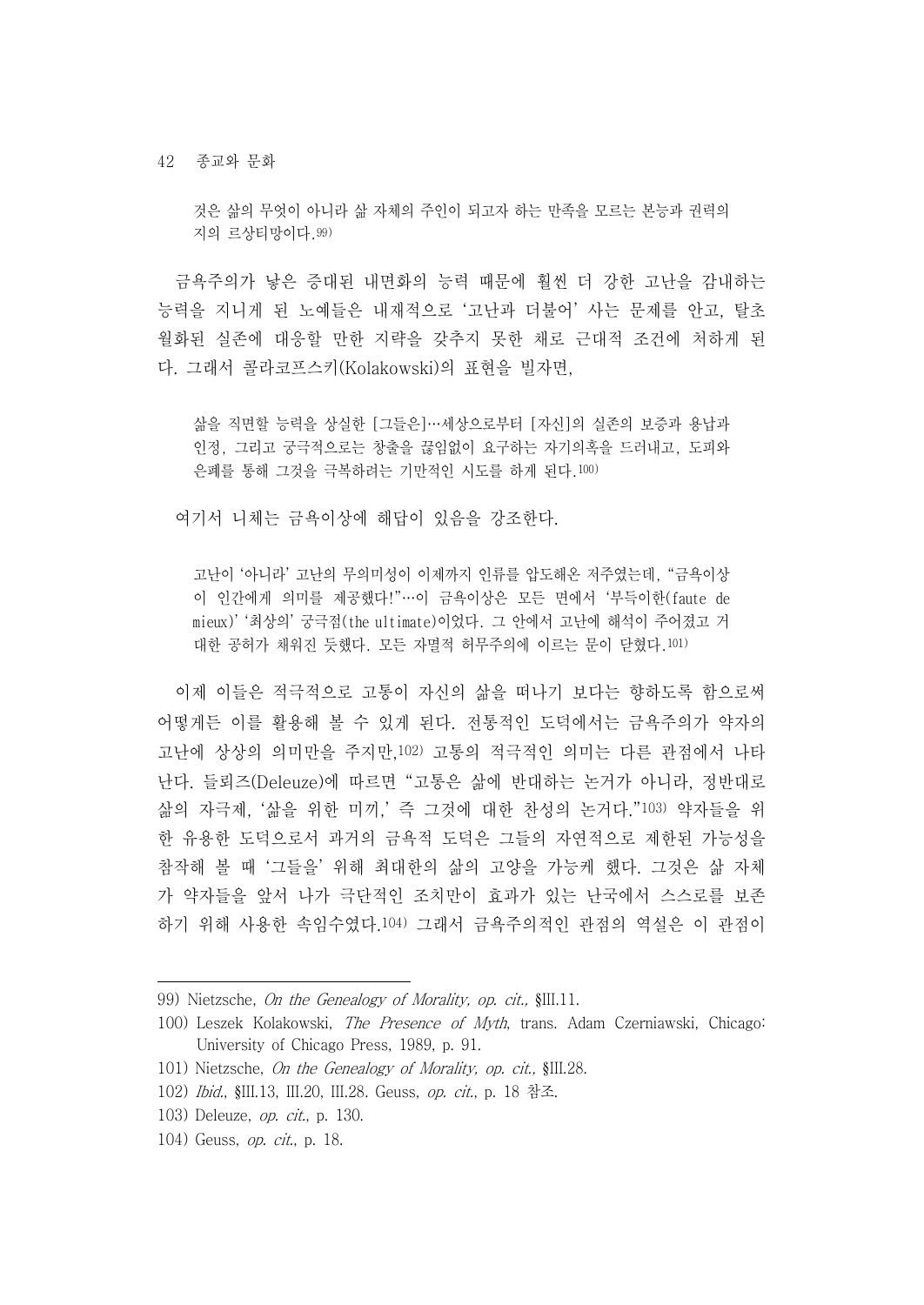것은 삶의 무엇이 아니라 삶 자체의 주인이 되고자 하는 만족을 모르는 본능과 권력의지의 르상티망이다.[99)]

금욕주의가 낳은 증대된 내면화의 능력 때문에 훨씬 더 강한 고난을 감내하는 능력을 지니게 된 노예들은 내재적으로 '고난과 더불어' 사는 문제를 안고, 탈초월화된 실존에 대응할 만한 지략을 갖추지 못한 채로 근대적 조건에 처하게 된다. 그래서 콜라코프스키(Kolakowski)의 표현을 빌자면,

> 삶을 직면할 능력을 상실한 [그들은]…세상으로부터 [자신]의 실존의 보증과 용납과 인정, 그리고 궁극적으로는 창출을 끊임없이 요구하는 자기의혹을 드러내고, 도피와 은폐를 통해 그것을 극복하려는 기만적인 시도를 하게 된다.[100)]

여기서 니체는 금욕이상에 해답이 있음을 강조한다.

> 고난이 '아니라' 고난의 무의미성이 이제까지 인류를 압도해온 저주였는데, "금욕이상이 인간에게 의미를 제공했다!"…이 금욕이상은 모든 면에서 '부득이한(faute de mieux)' '최상의' 궁극점(the ultimate)이었다. 그 안에서 고난에 해석이 주어졌고 거대한 공허가 채워진 듯했다. 모든 자멸적 허무주의에 이르는 문이 닫혔다.[101)]

이제 이들은 적극적으로 고통이 자신의 삶을 떠나기 보다는 향하도록 함으로써 어떻게든 이를 활용해 볼 수 있게 된다. 전통적인 도덕에서는 금욕주의가 약자의 고난에 상상의 의미만을 주지만,[102)] 고통의 적극적인 의미는 다른 관점에서 나타난다. 들뢰즈(Deleuze)에 따르면 "고통은 삶에 반대하는 논거가 아니라, 정반대로 삶의 자극제, '삶을 위한 미끼,' 즉 그것에 대한 찬성의 논거다."[103)] 약자들을 위한 유용한 도덕으로서 과거의 금욕적 도덕은 그들의 자연적으로 제한된 가능성을 참작해 볼 때 '그들을' 위해 최대한의 삶의 고양을 가능케 했다. 그것은 삶 자체가 약자들을 앞서 나가 극단적인 조치만이 효과가 있는 난국에서 스스로를 보존하기 위해 사용한 속임수였다.[104)] 그래서 금욕주의적인 관점의 역설은 이 관점이

---

99) Nietzsche, *On the Genealogy of Morality, op. cit.,* §III.11.

100) Leszek Kolakowski, *The Presence of Myth*, trans. Adam Czerniawski, Chicago: University of Chicago Press, 1989, p. 91.

101) Nietzsche, *On the Genealogy of Morality, op. cit.,* §III.28.

102) *Ibid.*, §III.13, III.20, III.28. Geuss, *op. cit.*, p. 18 참조.

103) Deleuze, *op. cit.*, p. 130.

104) Geuss, *op. cit.*, p. 18.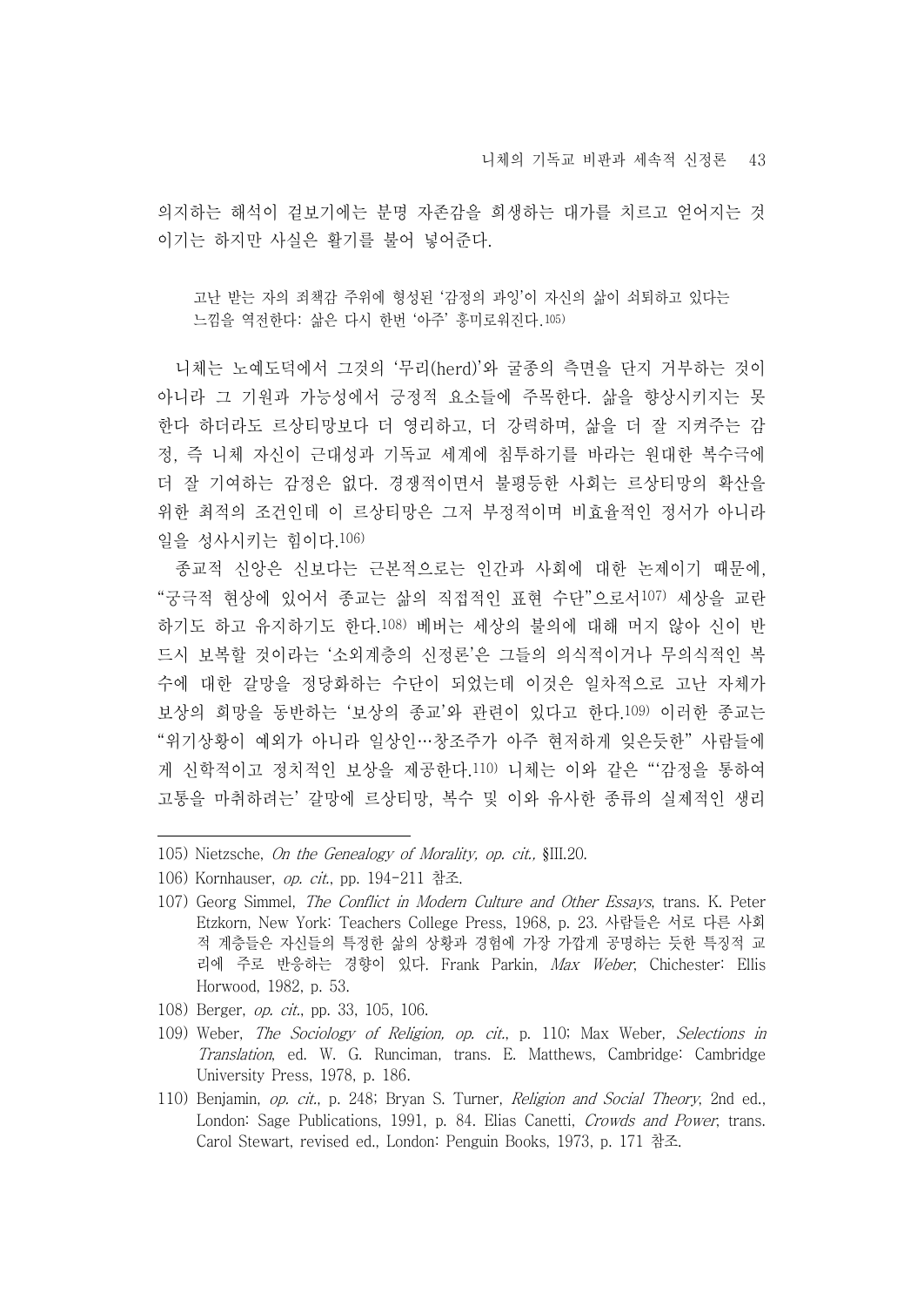의지하는 해석이 겉보기에는 분명 자존감을 희생하는 대가를 치르고 얻어지는 것이기는 하지만 사실은 활기를 불어 넣어준다.

> 고난 받는 자의 죄책감 주위에 형성된 '감정의 과잉'이 자신의 삶이 쇠퇴하고 있다는 느낌을 역전한다: 삶은 다시 한번 '아주' 흥미로워진다.[105]

니체는 노예도덕에서 그것의 '무리(herd)'와 굴종의 측면을 단지 거부하는 것이 아니라 그 기원과 가능성에서 긍정적 요소들에 주목한다. 삶을 향상시키지는 못한다 하더라도 르상티망보다 더 영리하고, 더 강력하며, 삶을 더 잘 지켜주는 감정, 즉 니체 자신이 근대성과 기독교 세계에 침투하기를 바라는 원대한 복수극에 더 잘 기여하는 감정은 없다. 경쟁적이면서 불평등한 사회는 르상티망의 확산을 위한 최적의 조건인데 이 르상티망은 그저 부정적이며 비효율적인 정서가 아니라 일을 성사시키는 힘이다.[106]

종교적 신앙은 신보다는 근본적으로는 인간과 사회에 대한 논제이기 때문에, "궁극적 현상에 있어서 종교는 삶의 직접적인 표현 수단"으로서[107] 세상을 교란하기도 하고 유지하기도 한다.[108] 베버는 세상의 불의에 대해 머지 않아 신이 반드시 보복할 것이라는 '소외계층의 신정론'은 그들의 의식적이거나 무의식적인 복수에 대한 갈망을 정당화하는 수단이 되었는데 이것은 일차적으로 고난 자체가 보상의 희망을 동반하는 '보상의 종교'와 관련이 있다고 한다.[109] 이러한 종교는 "위기상황이 예외가 아니라 일상인…창조주가 아주 현저하게 잊은듯한" 사람들에게 신학적이고 정치적인 보상을 제공한다.[110] 니체는 이와 같은 "'감정을 통하여 고통을 마취하려는' 갈망에 르상티망, 복수 및 이와 유사한 종류의 실제적인 생리

---

105) Nietzsche, *On the Genealogy of Morality, op. cit.,* §III.20.

106) Kornhauser, *op. cit.*, pp. 194-211 참조.

107) Georg Simmel, *The Conflict in Modern Culture and Other Essays*, trans. K. Peter Etzkorn, New York: Teachers College Press, 1968, p. 23. 사람들은 서로 다른 사회적 계층들은 자신들의 특정한 삶의 상황과 경험에 가장 가깝게 공명하는 듯한 특징적 교리에 주로 반응하는 경향이 있다. Frank Parkin, *Max Weber*, Chichester: Ellis Horwood, 1982, p. 53.

108) Berger, *op. cit.*, pp. 33, 105, 106.

109) Weber, *The Sociology of Religion, op. cit.*, p. 110; Max Weber, *Selections in Translation*, ed. W. G. Runciman, trans. E. Matthews, Cambridge: Cambridge University Press, 1978, p. 186.

110) Benjamin, *op. cit.*, p. 248; Bryan S. Turner, *Religion and Social Theory*, 2nd ed., London: Sage Publications, 1991, p. 84. Elias Canetti, *Crowds and Power*, trans. Carol Stewart, revised ed., London: Penguin Books, 1973, p. 171 참조.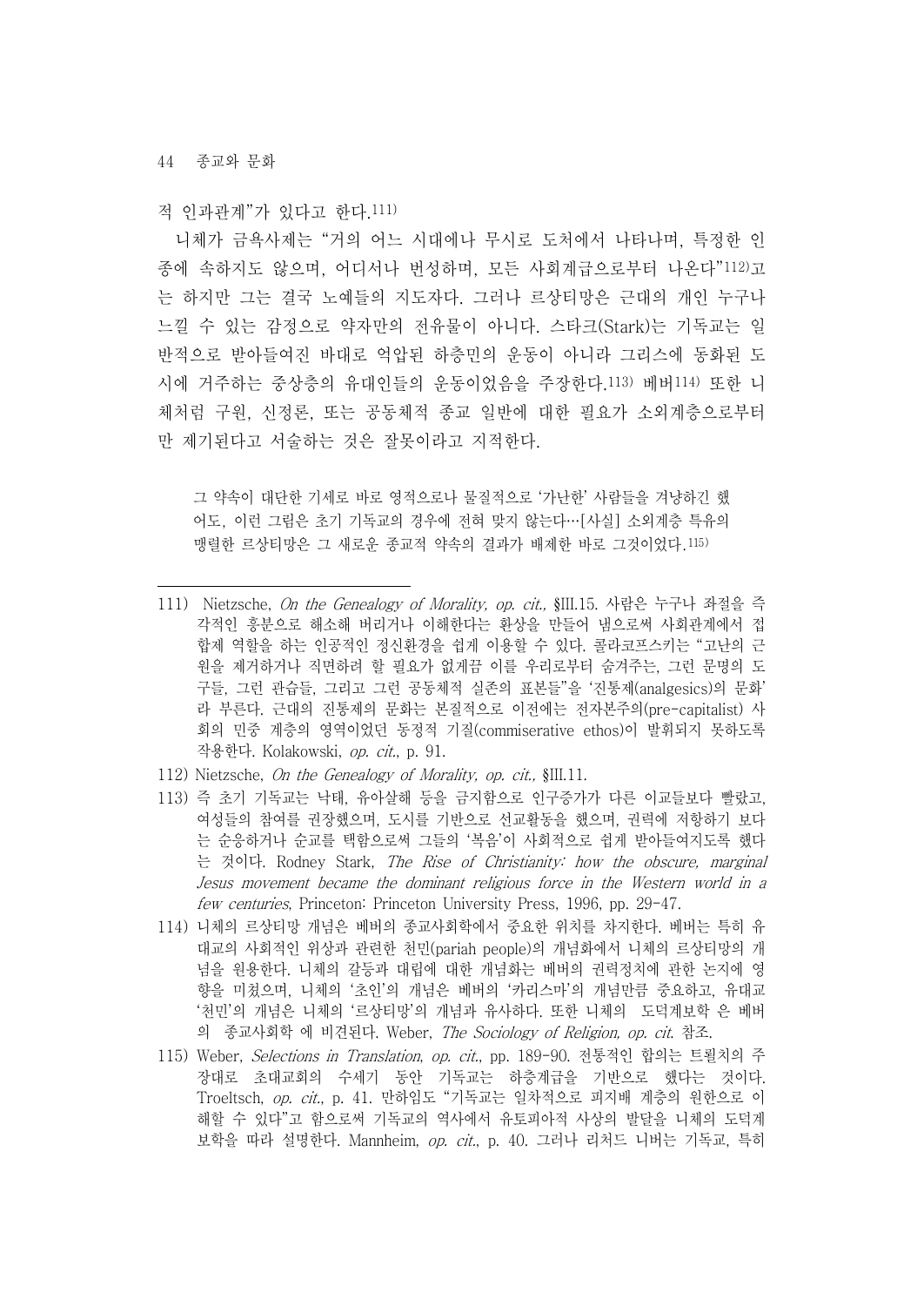적 인과관계"가 있다고 한다.[111]

니체가 금욕사제는 "거의 어느 시대에나 무시로 도처에서 나타나며, 특정한 인종에 속하지도 않으며, 어디서나 번성하며, 모든 사회계급으로부터 나온다"[112]고는 하지만 그는 결국 노예들의 지도자다. 그러나 르상티망은 근대의 개인 누구나 느낄 수 있는 감정으로 약자만의 전유물이 아니다. 스타크(Stark)는 기독교는 일반적으로 받아들여진 바대로 억압된 하층민의 운동이 아니라 그리스에 동화된 도시에 거주하는 중상층의 유대인들의 운동이었음을 주장한다.[113] 베버[114] 또한 니체처럼 구원, 신정론, 또는 공동체적 종교 일반에 대한 필요가 소외계층으로부터만 제기된다고 서술하는 것은 잘못이라고 지적한다.

> 그 약속이 대단한 기세로 바로 영적으로나 물질적으로 '가난한' 사람들을 겨냥하긴 했어도, 이런 그림은 초기 기독교의 경우에 전혀 맞지 않는다…[사실] 소외계층 특유의 맹렬한 르상티망은 그 새로운 종교적 약속의 결과가 배제한 바로 그것이었다.[115]

---

111) Nietzsche, *On the Genealogy of Morality, op. cit.,* §III.15. 사람은 누구나 좌절을 즉각적인 흥분으로 해소해 버리거나 이해한다는 환상을 만들어 냄으로써 사회관계에서 접합제 역할을 하는 인공적인 정신환경을 쉽게 이용할 수 있다. 콜라코프스키는 "고난의 근원을 제거하거나 직면하려 할 필요가 없게끔 이를 우리로부터 숨겨주는, 그런 문명의 도구들, 그런 관습들, 그리고 그런 공동체적 실존의 표본들"을 '진통제(analgesics)의 문화'라 부른다. 근대의 진통제의 문화는 본질적으로 이전에는 전자본주의(pre-capitalist) 사회의 민중 계층의 영역이었던 동정적 기질(commiserative ethos)이 발휘되지 못하도록 작용한다. Kolakowski, *op. cit.,* p. 91.

112) Nietzsche, *On the Genealogy of Morality, op. cit.,* §III.11.

113) 즉 초기 기독교는 낙태, 유아살해 등을 금지함으로 인구증가가 다른 이교들보다 빨랐고, 여성들의 참여를 권장했으며, 도시를 기반으로 선교활동을 했으며, 권력에 저항하기 보다는 순응하거나 순교를 택함으로써 그들의 '복음'이 사회적으로 쉽게 받아들여지도록 했다는 것이다. Rodney Stark, *The Rise of Christianity: how the obscure, marginal Jesus movement became the dominant religious force in the Western world in a few centuries*, Princeton: Princeton University Press, 1996, pp. 29-47.

114) 니체의 르상티망 개념은 베버의 종교사회학에서 중요한 위치를 차지한다. 베버는 특히 유대교의 사회적인 위상과 관련한 천민(pariah people)의 개념화에서 니체의 르상티망의 개념을 원용한다. 니체의 갈등과 대립에 대한 개념화는 베버의 권력정치에 관한 논지에 영향을 미쳤으며, 니체의 '초인'의 개념은 베버의 '카리스마'의 개념만큼 중요하고, 유대교 '천민'의 개념은 니체의 '르상티망'의 개념과 유사하다. 또한 니체의 도덕계보학 은 베버의 종교사회학 에 비견된다. Weber, *The Sociology of Religion, op. cit.* 참조.

115) Weber, *Selections in Translation, op. cit.,* pp. 189-90. 전통적인 합의는 트뢸치의 주장대로 초대교회의 수세기 동안 기독교는 하층계급을 기반으로 했다는 것이다. Troeltsch, *op. cit.,* p. 41. 만하임도 "기독교는 일차적으로 피지배 계층의 원한으로 이해할 수 있다"고 함으로써 기독교의 역사에서 유토피아적 사상의 발달을 니체의 도덕계보학을 따라 설명한다. Mannheim, *op. cit.,* p. 40. 그러나 리처드 니버는 기독교, 특히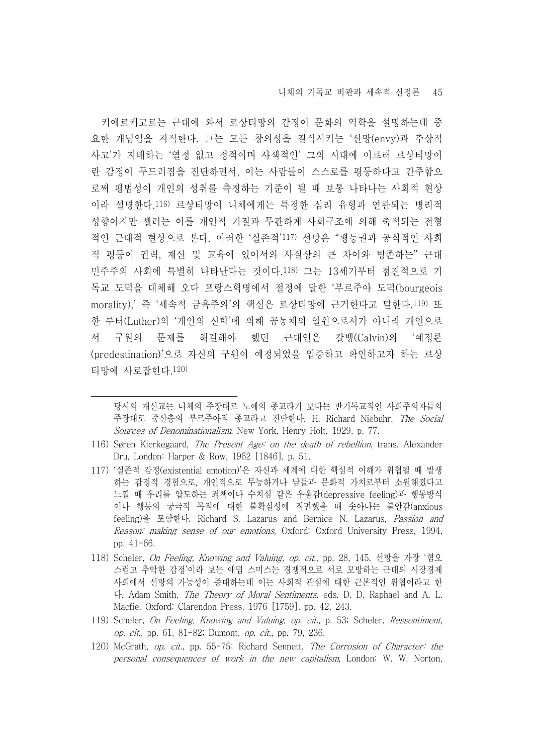키에르케고르는 근대에 와서 르상티망의 감정이 문화의 역학을 설명하는데 중요한 개념임을 지적한다. 그는 모든 창의성을 질식시키는 '선망(envy)과 추상적 사고'가 지배하는 '열정 없고 정적이며 사색적인' 그의 시대에 이르러 르상티망이란 감정이 두드러짐을 진단하면서, 이는 사람들이 스스로를 평등하다고 간주함으로써 평범성이 개인의 성취를 측정하는 기준이 될 때 보통 나타나는 사회적 현상이라 설명한다.[116] 르상티망이 니체에게는 특정한 심리 유형과 연관되는 병리적 성향이지만 셸러는 이를 개인적 기질과 무관하게 사회구조에 의해 축적되는 전형적인 근대적 현상으로 본다. 이러한 '실존적'[117] 선망은 "평등권과 공식적인 사회적 평등이 권력, 재산 및 교육에 있어서의 사실상의 큰 차이와 병존하는" 근대 민주주의 사회에 특별히 나타난다는 것이다.[118] 그는 13세기부터 점진적으로 기독교 도덕을 대체해 오다 프랑스혁명에서 절정에 달한 '부르주아 도덕(bourgeois morality),' 즉 '세속적 금욕주의'의 핵심은 르상티망에 근거한다고 말한다.[119] 또한 루터(Luther)의 '개인의 신학'에 의해 공동체의 일원으로서가 아니라 개인으로서 구원의 문제를 해결해야 했던 근대인은 칼벵(Calvin)의 '예정론(predestination)'으로 자신의 구원이 예정되었음을 입증하고 확인하고자 하는 르상티망에 사로잡힌다.[120]

---

당시의 개신교는 니체의 주장대로 노예의 종교라기 보다는 반기독교적인 사회주의자들의 주장대로 중산층의 부르주아적 종교라고 진단한다. H. Richard Niebuhr, *The Social Sources of Denominationalism*, New York, Henry Holt, 1929, p. 77.

116) Søren Kierkegaard, *The Present Age: on the death of rebellion*, trans. Alexander Dru, London: Harper & Row, 1962 [1846], p. 51.

117) '실존적 감정(existential emotion)'은 자신과 세계에 대한 핵심적 이해가 위협될 때 발생하는 감정적 경험으로, 개인적으로 무능하거나 남들과 문화적 가치로부터 소원해졌다고 느낄 때 우리를 압도하는 죄책이나 수치심 같은 우울감(depressive feeling)과 행동방식이나 행동의 궁극적 목적에 대한 불확실성에 직면했을 때 솟아나는 불안감(anxious feeling)을 포함한다. Richard S. Lazarus and Bernice N. Lazarus, *Passion and Reason: making sense of our emotions*, Oxford: Oxford University Press, 1994, pp. 41-66.

118) Scheler, *On Feeling, Knowing and Valuing, op. cit.*, pp. 28, 145. 선망을 가장 '혐오스럽고 추악한 감정'이라 보는 애덤 스미스는 경쟁적으로 서로 모방하는 근대의 시장경제 사회에서 선망의 가능성이 증대하는데 이는 사회적 관심에 대한 근본적인 위협이라고 한다. Adam Smith, *The Theory of Moral Sentiments,* eds. D. D. Raphael and A. L. Macfie, Oxford: Clarendon Press, 1976 [1759], pp. 42, 243.

119) Scheler, *On Feeling, Knowing and Valuing, op. cit.*, p. 53; Scheler, *Ressentiment, op. cit.*, pp. 61, 81-82; Dumont, *op. cit.*, pp. 79, 236.

120) McGrath, *op. cit.*, pp. 55-75; Richard Sennett, *The Corrosion of Character: the personal consequences of work in the new capitalism*, London: W. W. Norton,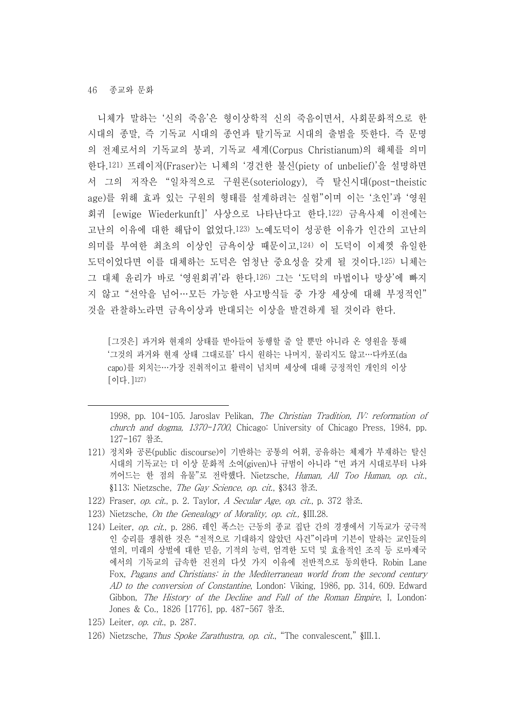니체가 말하는 '신의 죽음'은 형이상학적 신의 죽음이면서, 사회문화적으로 한 시대의 종말, 즉 기독교 시대의 종언과 탈기독교 시대의 출범을 뜻한다. 즉 문명의 전제로서의 기독교의 붕괴, 기독교 세계(Corpus Christianum)의 해체를 의미한다.[121] 프레이저(Fraser)는 니체의 '경건한 불신(piety of unbelief)'을 설명하면서 그의 저작은 "일차적으로 구원론(soteriology), 즉 탈신시대(post-theistic age)를 위해 효과 있는 구원의 형태를 설계하려는 실험"이며 이는 '초인'과 '영원회귀 [ewige Wiederkunft]' 사상으로 나타난다고 한다.[122] 금욕사제 이전에는 고난의 이유에 대한 해답이 없었다.[123] 노예도덕이 성공한 이유가 인간의 고난의 의미를 부여한 최초의 이상인 금욕이상 때문이고,[124] 이 도덕이 이제껏 유일한 도덕이었다면 이를 대체하는 도덕은 엄청난 중요성을 갖게 될 것이다.[125] 니체는 그 대체 윤리가 바로 '영원회귀'라 한다.[126] 그는 '도덕의 마법이나 망상'에 빠지지 않고 "선악을 넘어…모든 가능한 사고방식들 중 가장 세상에 대해 부정적인" 것을 관찰하노라면 금욕이상과 반대되는 이상을 발견하게 될 것이라 한다.

> [그것은] 과거와 현재의 상태를 받아들여 동행할 줄 알 뿐만 아니라 온 영원을 통해 '그것의 과거와 현재 상태 그대로를' 다시 원하는 나머지, 물리지도 않고…다카포(da capo)를 외치는…가장 진취적이고 활력이 넘치며 세상에 대해 긍정적인 개인의 이상 [이다.][127]

---

1998, pp. 104-105. Jaroslav Pelikan, *The Christian Tradition, IV: reformation of church and dogma, 1370-1700*, Chicago: University of Chicago Press, 1984, pp. 127-167 참조.

121) 정치와 공론(public discourse)이 기반하는 공통의 어휘, 공유하는 체제가 부재하는 탈신시대의 기독교는 더 이상 문화적 소여(given)나 규범이 아니라 "먼 과거 시대로부터 나와 끼어드는 한 점의 유물"로 전락했다. Nietzsche, *Human, All Too Human*, *op. cit.*, §113; Nietzsche, *The Gay Science*, *op. cit.*, §343 참조.

122) Fraser, *op. cit.*, p. 2. Taylor, *A Secular Age*, *op. cit.*, p. 372 참조.

123) Nietzsche, *On the Genealogy of Morality*, *op. cit.*, §III.28.

124) Leiter, *op. cit.*, p. 286. 레인 폭스는 근동의 종교 집단 간의 경쟁에서 기독교가 궁극적인 승리를 쟁취한 것은 "전적으로 기대하지 않았던 사건"이라며 기본이 말하는 교인들의 열의, 미래의 상벌에 대한 믿음, 기적의 능력, 엄격한 도덕 및 효율적인 조직 등 로마제국에서의 기독교의 급속한 진전의 다섯 가지 이유에 전반적으로 동의한다. Robin Lane Fox, *Pagans and Christians: in the Mediterranean world from the second century AD to the conversion of Constantine*, London: Viking, 1986, pp. 314, 609. Edward Gibbon, *The History of the Decline and Fall of the Roman Empire*, I, London: Jones & Co., 1826 [1776], pp. 487-567 참조.

125) Leiter, *op. cit.*, p. 287.

126) Nietzsche, *Thus Spoke Zarathustra*, *op. cit.*, "The convalescent," §III.1.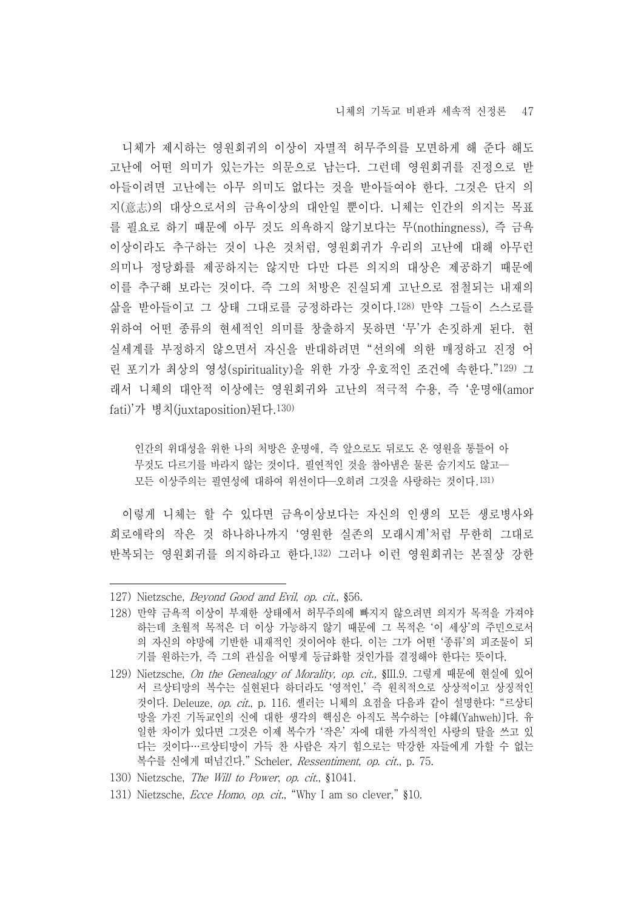니체가 제시하는 영원회귀의 이상이 자멸적 허무주의를 모면하게 해 준다 해도 고난에 어떤 의미가 있는가는 의문으로 남는다. 그런데 영원회귀를 진정으로 받아들이려면 고난에는 아무 의미도 없다는 것을 받아들여야 한다. 그것은 단지 의지(意志)의 대상으로서의 금욕이상의 대안일 뿐이다. 니체는 인간의 의지는 목표를 필요로 하기 때문에 아무 것도 의욕하지 않기보다는 무(nothingness), 즉 금욕이상이라도 추구하는 것이 나은 것처럼, 영원회귀가 우리의 고난에 대해 아무런 의미나 정당화를 제공하지는 않지만 다만 다른 의지의 대상은 제공하기 때문에 이를 추구해 보라는 것이다. 즉 그의 처방은 진실되게 고난으로 점철되는 내재의 삶을 받아들이고 그 상태 그대로를 긍정하라는 것이다.[128] 만약 그들이 스스로를 위하여 어떤 종류의 현세적인 의미를 창출하지 못하면 '무'가 손짓하게 된다. 현실세계를 부정하지 않으면서 자신을 반대하려면 "선의에 의한 매정하고 진정 어린 포기가 최상의 영성(spirituality)을 위한 가장 우호적인 조건에 속한다."[129] 그래서 니체의 대안적 이상에는 영원회귀와 고난의 적극적 수용, 즉 '운명애(amor fati)'가 병치(juxtaposition)된다.[130]

> 인간의 위대성을 위한 나의 처방은 운명애, 즉 앞으로도 뒤로도 온 영원을 통틀어 아무것도 다르기를 바라지 않는 것이다. 필연적인 것을 참아냄은 물론 숨기지도 않고— 모든 이상주의는 필연성에 대하여 위선이다—오히려 그것을 사랑하는 것이다.[131]

이렇게 니체는 할 수 있다면 금욕이상보다는 자신의 인생의 모든 생로병사와 희로애락의 작은 것 하나하나까지 '영원한 실존의 모래시계'처럼 무한히 그대로 반복되는 영원회귀를 의지하라고 한다.[132] 그러나 이런 영원회귀는 본질상 강한

---

127) Nietzsche, *Beyond Good and Evil*, *op. cit.*, §56.

128) 만약 금욕적 이상이 부재한 상태에서 허무주의에 빠지지 않으려면 의지가 목적을 가져야 하는데 초월적 목적은 더 이상 가능하지 않기 때문에 그 목적은 '이 세상'의 주민으로서의 자신의 야망에 기반한 내재적인 것이어야 한다. 이는 그가 어떤 '종류'의 피조물이 되기를 원하는가, 즉 그의 관심을 어떻게 등급화할 것인가를 결정해야 한다는 뜻이다.

129) Nietzsche, *On the Genealogy of Morality*, *op. cit.*, §III.9. 그렇게 때문에 현실에 있어서 르상티망의 복수는 실현된다 하더라도 '영적인,' 즉 원칙적으로 상상적이고 상징적인 것이다. Deleuze, *op. cit.*, p. 116. 셸러는 니체의 요점을 다음과 같이 설명한다: "르상티망을 가진 기독교인의 신에 대한 생각의 핵심은 아직도 복수하는 [야훼(Yahweh)]다. 유일한 차이가 있다면 그것은 이제 복수가 '작은' 자에 대한 가식적인 사랑의 탈을 쓰고 있다는 것이다…르상티망이 가득 찬 사람은 자기 힘으로는 막강한 자들에게 가할 수 없는 복수를 신에게 떠넘긴다." Scheler, *Ressentiment*, *op. cit.*, p. 75.

130) Nietzsche, *The Will to Power*, *op. cit.*, §1041.

131) Nietzsche, *Ecce Homo*, *op. cit.*, "Why I am so clever," §10.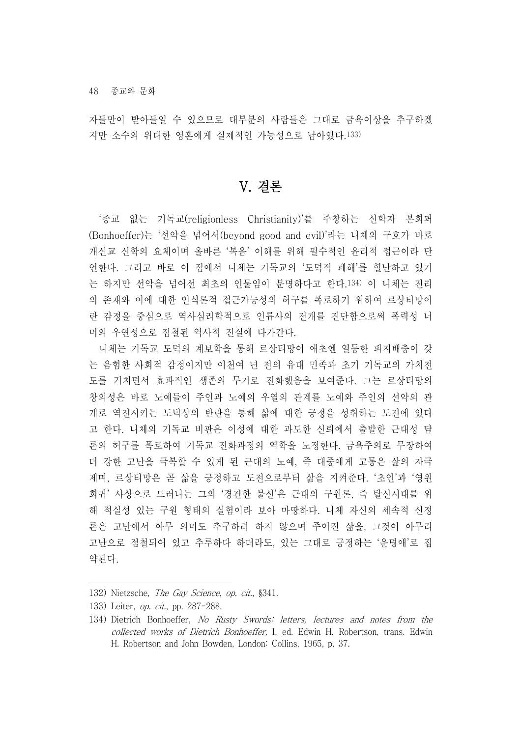자들만이 받아들일 수 있으므로 대부분의 사람들은 그대로 금욕이상을 추구하겠지만 소수의 위대한 영혼에게 실제적인 가능성으로 남아있다.[133]

# V. 결론

‘종교 없는 기독교(religionless Christianity)’를 주창하는 신학자 본회퍼(Bonhoeffer)는 ‘선악을 넘어서(beyond good and evil)’라는 니체의 구호가 바로 개신교 신학의 요체이며 올바른 ‘복음’ 이해를 위해 필수적인 윤리적 접근이라 단언한다. 그리고 바로 이 점에서 니체는 기독교의 ‘도덕적 폐해’를 힐난하고 있기는 하지만 선악을 넘어선 최초의 인물임이 분명하다고 한다.[134] 이 니체는 진리의 존재와 이에 대한 인식론적 접근가능성의 허구를 폭로하기 위하여 르상티망이란 감정을 중심으로 역사심리학적으로 인류사의 전개를 진단함으로써 폭력성 너머의 우연성으로 점철된 역사적 진실에 다가간다.

니체는 기독교 도덕의 계보학을 통해 르상티망이 애초엔 열등한 피지배층이 갖는 음험한 사회적 감정이지만 이천여 년 전의 유대 민족과 초기 기독교의 가치전도를 거치면서 효과적인 생존의 무기로 진화했음을 보여준다. 그는 르상티망의 창의성은 바로 노예들이 주인과 노예의 우열의 관계를 노예와 주인의 선악의 관계로 역전시키는 도덕상의 반란을 통해 삶에 대한 긍정을 성취하는 도전에 있다고 한다. 니체의 기독교 비판은 이성에 대한 과도한 신뢰에서 출발한 근대성 담론의 허구를 폭로하여 기독교 진화과정의 역학을 노정한다. 금욕주의로 무장하여 더 강한 고난을 극복할 수 있게 된 근대의 노예, 즉 대중에게 고통은 삶의 자극제며, 르상티망은 곧 삶을 긍정하고 도전으로부터 삶을 지켜준다. ‘초인’과 ‘영원회귀’ 사상으로 드러나는 그의 ‘경건한 불신’은 근대의 구원론, 즉 탈신시대를 위해 적실성 있는 구원 형태의 실험이라 보아 마땅하다. 니체 자신의 세속적 신정론은 고난에서 아무 의미도 추구하려 하지 않으며 주어진 삶을, 그것이 아무리 고난으로 점철되어 있고 추루하다 하더라도, 있는 그대로 긍정하는 ‘운명애’로 집약된다.

---

132) Nietzsche, *The Gay Science*, *op. cit.*, §341.

133) Leiter, *op. cit.*, pp. 287-288.

134) Dietrich Bonhoeffer, *No Rusty Swords: letters, lectures and notes from the collected works of Dietrich Bonhoeffer,* I, ed. Edwin H. Robertson, trans. Edwin H. Robertson and John Bowden, London: Collins, 1965, p. 37.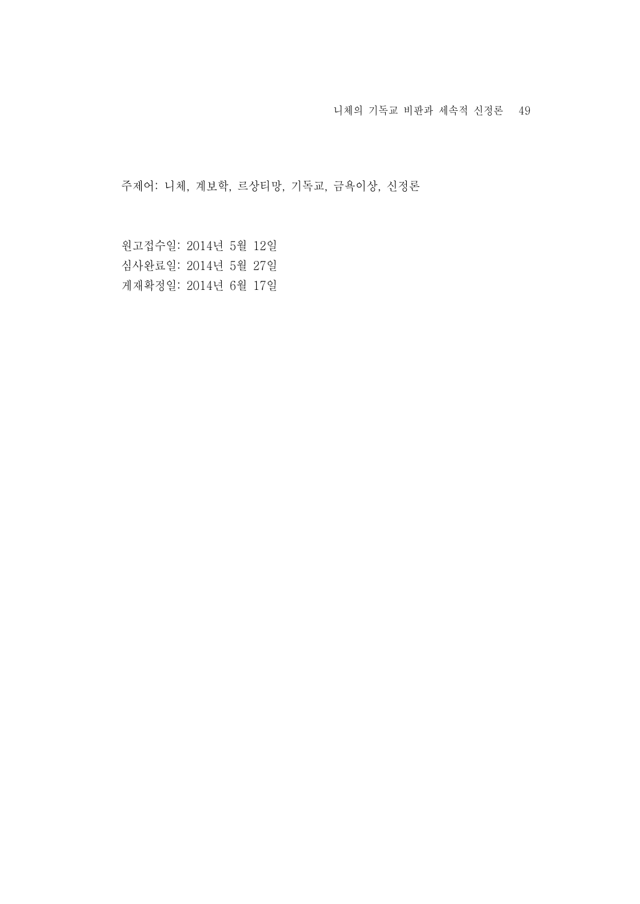주제어: 니체, 계보학, 르상티망, 기독교, 금욕이상, 신정론

원고접수일: 2014년 5월 12일
심사완료일: 2014년 5월 27일
게재확정일: 2014년 6월 17일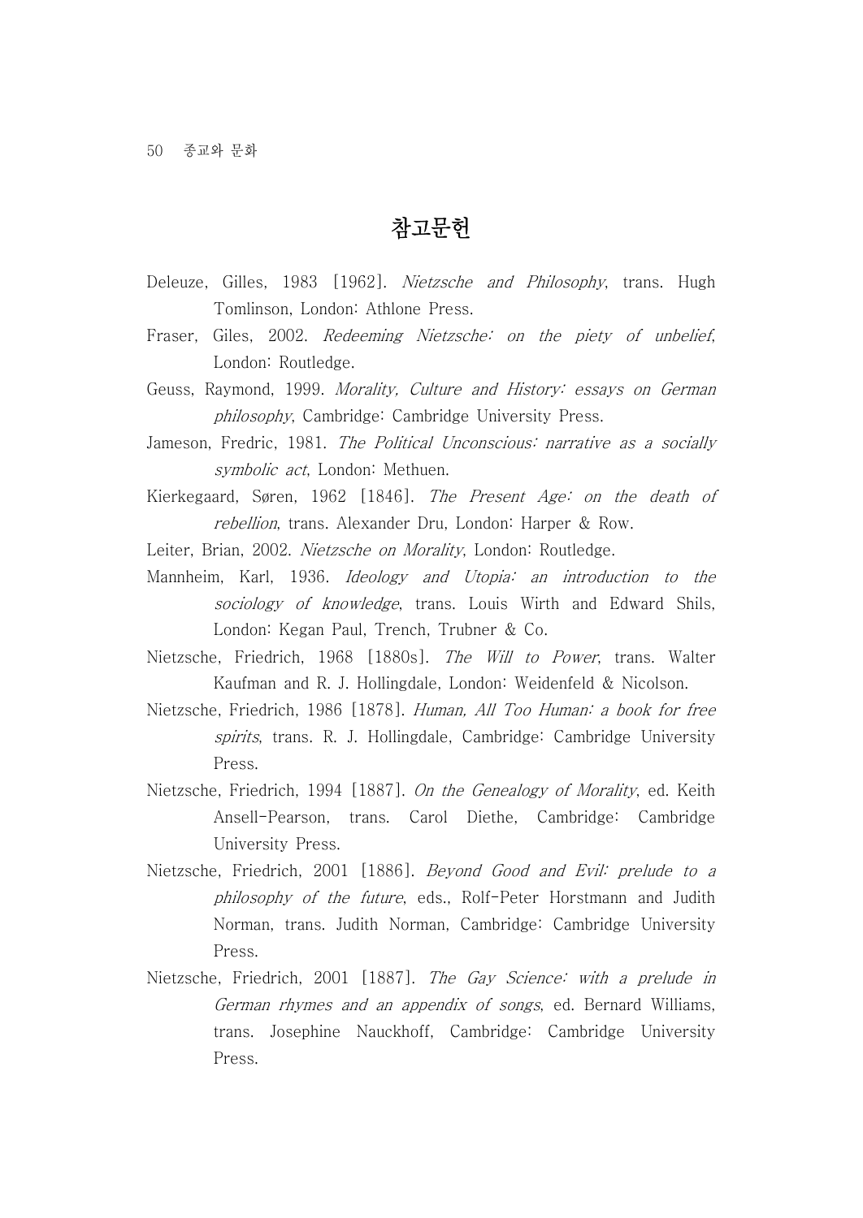# 참고문헌

Deleuze, Gilles, 1983 [1962]. *Nietzsche and Philosophy*, trans. Hugh Tomlinson, London: Athlone Press.

Fraser, Giles, 2002. *Redeeming Nietzsche: on the piety of unbelief*, London: Routledge.

Geuss, Raymond, 1999. *Morality, Culture and History: essays on German philosophy*, Cambridge: Cambridge University Press.

Jameson, Fredric, 1981. *The Political Unconscious: narrative as a socially symbolic act*, London: Methuen.

Kierkegaard, Søren, 1962 [1846]. *The Present Age: on the death of rebellion*, trans. Alexander Dru, London: Harper & Row.

Leiter, Brian, 2002. *Nietzsche on Morality*, London: Routledge.

Mannheim, Karl, 1936. *Ideology and Utopia: an introduction to the sociology of knowledge*, trans. Louis Wirth and Edward Shils, London: Kegan Paul, Trench, Trubner & Co.

Nietzsche, Friedrich, 1968 [1880s]. *The Will to Power*, trans. Walter Kaufman and R. J. Hollingdale, London: Weidenfeld & Nicolson.

Nietzsche, Friedrich, 1986 [1878]. *Human, All Too Human: a book for free spirits*, trans. R. J. Hollingdale, Cambridge: Cambridge University Press.

Nietzsche, Friedrich, 1994 [1887]. *On the Genealogy of Morality*, ed. Keith Ansell-Pearson, trans. Carol Diethe, Cambridge: Cambridge University Press.

Nietzsche, Friedrich, 2001 [1886]. *Beyond Good and Evil: prelude to a philosophy of the future*, eds., Rolf-Peter Horstmann and Judith Norman, trans. Judith Norman, Cambridge: Cambridge University Press.

Nietzsche, Friedrich, 2001 [1887]. *The Gay Science: with a prelude in German rhymes and an appendix of songs*, ed. Bernard Williams, trans. Josephine Nauckhoff, Cambridge: Cambridge University Press.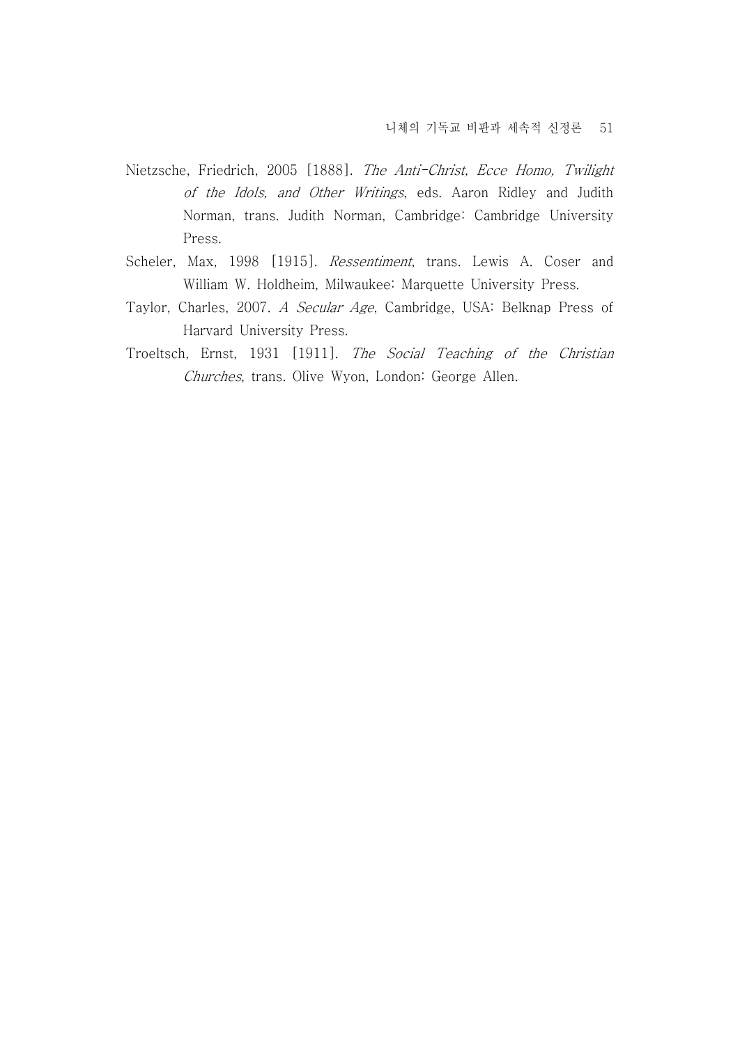Nietzsche, Friedrich, 2005 [1888]. *The Anti-Christ, Ecce Homo, Twilight of the Idols, and Other Writings*, eds. Aaron Ridley and Judith Norman, trans. Judith Norman, Cambridge: Cambridge University Press.

Scheler, Max, 1998 [1915]. *Ressentiment*, trans. Lewis A. Coser and William W. Holdheim, Milwaukee: Marquette University Press.

Taylor, Charles, 2007. *A Secular Age*, Cambridge, USA: Belknap Press of Harvard University Press.

Troeltsch, Ernst, 1931 [1911]. *The Social Teaching of the Christian Churches*, trans. Olive Wyon, London: George Allen.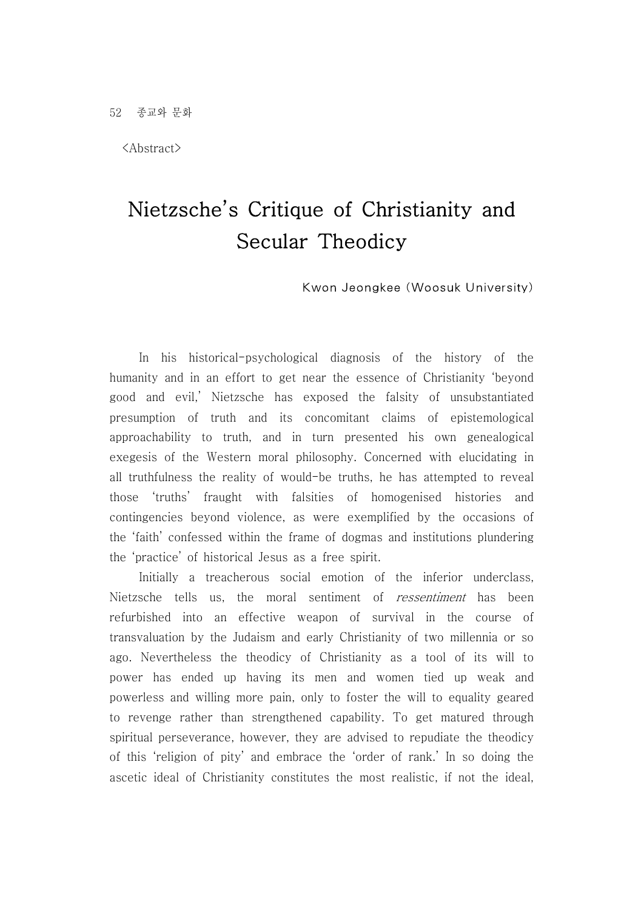<Abstract>

# Nietzsche's Critique of Christianity and Secular Theodicy

Kwon Jeongkee (Woosuk University)

In his historical-psychological diagnosis of the history of the humanity and in an effort to get near the essence of Christianity 'beyond good and evil,' Nietzsche has exposed the falsity of unsubstantiated presumption of truth and its concomitant claims of epistemological approachability to truth, and in turn presented his own genealogical exegesis of the Western moral philosophy. Concerned with elucidating in all truthfulness the reality of would-be truths, he has attempted to reveal those 'truths' fraught with falsities of homogenised histories and contingencies beyond violence, as were exemplified by the occasions of the 'faith' confessed within the frame of dogmas and institutions plundering the 'practice' of historical Jesus as a free spirit.

Initially a treacherous social emotion of the inferior underclass, Nietzsche tells us, the moral sentiment of *ressentiment* has been refurbished into an effective weapon of survival in the course of transvaluation by the Judaism and early Christianity of two millennia or so ago. Nevertheless the theodicy of Christianity as a tool of its will to power has ended up having its men and women tied up weak and powerless and willing more pain, only to foster the will to equality geared to revenge rather than strengthened capability. To get matured through spiritual perseverance, however, they are advised to repudiate the theodicy of this 'religion of pity' and embrace the 'order of rank.' In so doing the ascetic ideal of Christianity constitutes the most realistic, if not the ideal,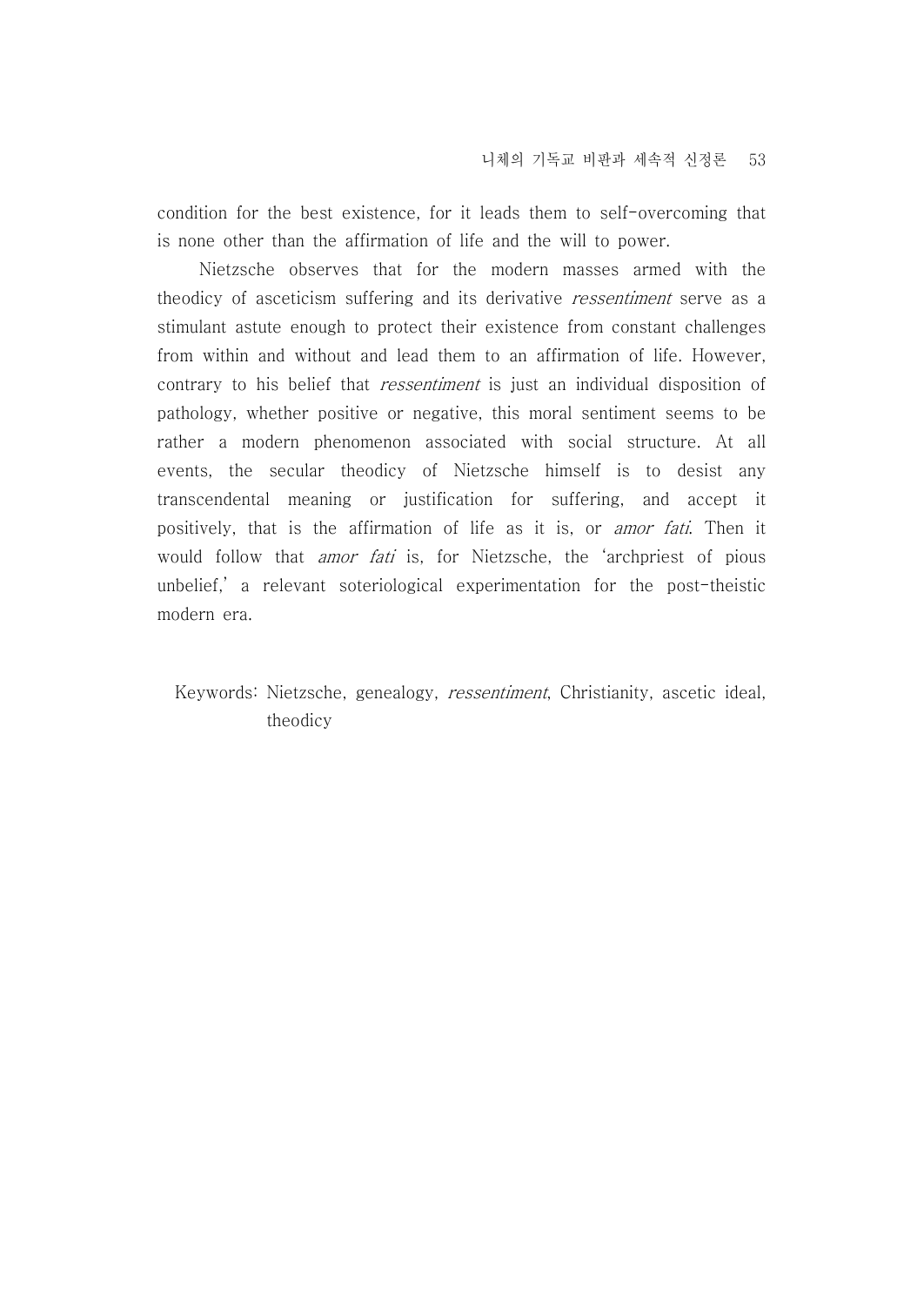condition for the best existence, for it leads them to self-overcoming that is none other than the affirmation of life and the will to power.

Nietzsche observes that for the modern masses armed with the theodicy of asceticism suffering and its derivative *ressentiment* serve as a stimulant astute enough to protect their existence from constant challenges from within and without and lead them to an affirmation of life. However, contrary to his belief that *ressentiment* is just an individual disposition of pathology, whether positive or negative, this moral sentiment seems to be rather a modern phenomenon associated with social structure. At all events, the secular theodicy of Nietzsche himself is to desist any transcendental meaning or justification for suffering, and accept it positively, that is the affirmation of life as it is, or *amor fati*. Then it would follow that *amor fati* is, for Nietzsche, the 'archpriest of pious unbelief,' a relevant soteriological experimentation for the post-theistic modern era.

Keywords: Nietzsche, genealogy, *ressentiment*, Christianity, ascetic ideal, theodicy